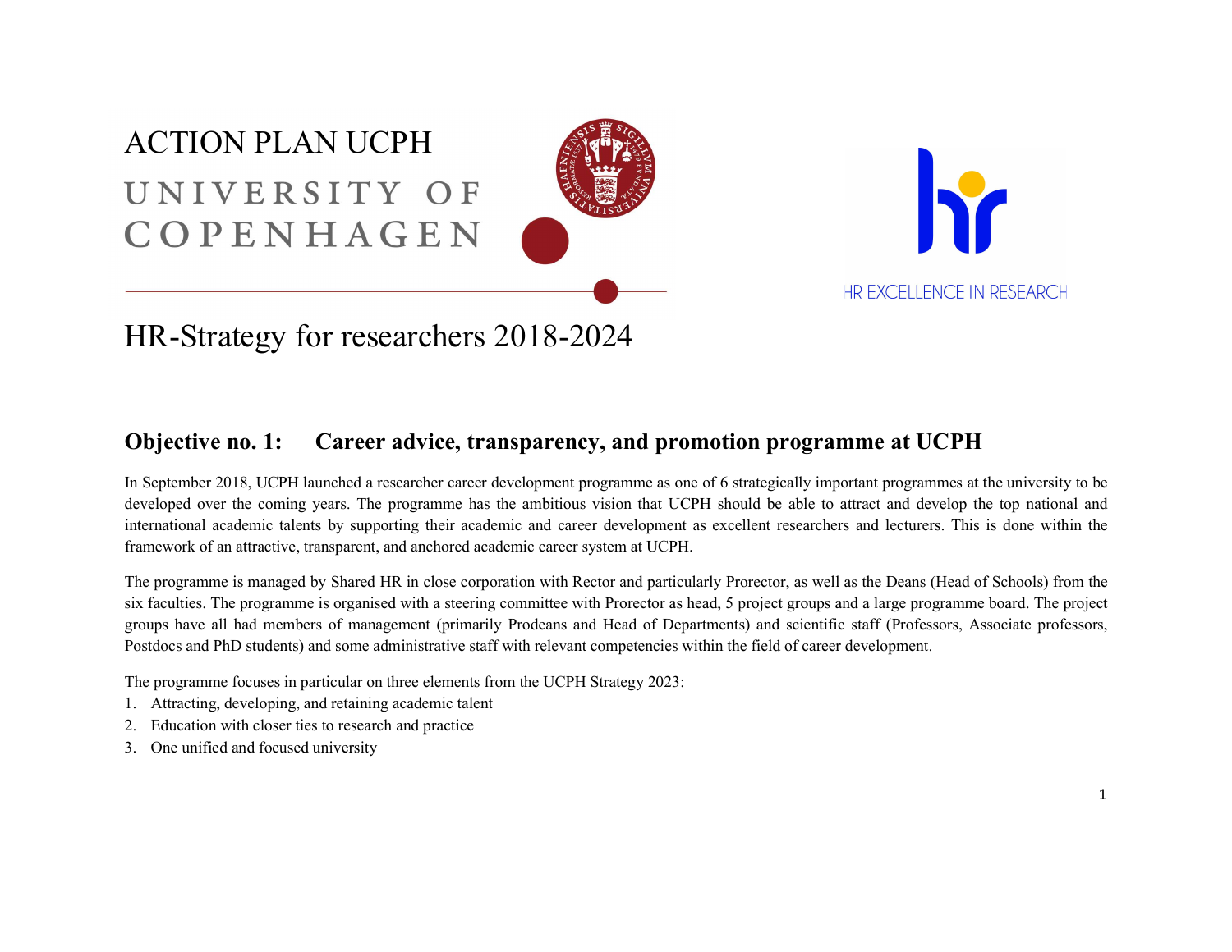# ACTION PLAN UCPH

UNIVERSITY OF COPENHAGEN

HR EXCELLENCE IN RESEARCH

## HR-Strategy for researchers 2018-2024

### Objective no. 1: Career advice, transparency, and promotion programme at UCPH

In September 2018, UCPH launched a researcher career development programme as one of 6 strategically important programmes at the university to be developed over the coming years. The programme has the ambitious vision that UCPH should be able to attract and develop the top national and international academic talents by supporting their academic and career development as excellent researchers and lecturers. This is done within the framework of an attractive, transparent, and anchored academic career system at UCPH.

The programme is managed by Shared HR in close corporation with Rector and particularly Prorector, as well as the Deans (Head of Schools) from the six faculties. The programme is organised with a steering committee with Prorector as head, 5 project groups and a large programme board. The project groups have all had members of management (primarily Prodeans and Head of Departments) and scientific staff (Professors, Associate professors, Postdocs and PhD students) and some administrative staff with relevant competencies within the field of career development.

The programme focuses in particular on three elements from the UCPH Strategy 2023:

1. Attracting, developing, and retaining academic talent
2. Education with closer ties to research and practice
3. One unified and focused university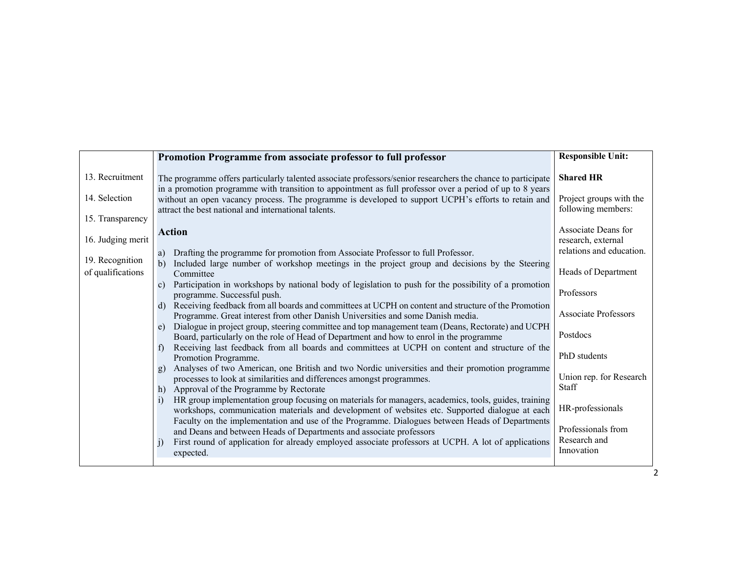| | **Promotion Programme from associate professor to full professor** | **Responsible Unit:** |
|---|---|---|
| 13. Recruitment<br><br>14. Selection<br><br>15. Transparency<br><br>16. Judging merit<br><br>19. Recognition of qualifications | The programme offers particularly talented associate professors/senior researchers the chance to participate in a promotion programme with transition to appointment as full professor over a period of up to 8 years without an open vacancy process. The programme is developed to support UCPH's efforts to retain and attract the best national and international talents.<br><br>**Action**<br><br>a) Drafting the programme for promotion from Associate Professor to full Professor.<br>b) Included large number of workshop meetings in the project group and decisions by the Steering Committee<br>c) Participation in workshops by national body of legislation to push for the possibility of a promotion programme. Successful push.<br>d) Receiving feedback from all boards and committees at UCPH on content and structure of the Promotion Programme. Great interest from other Danish Universities and some Danish media.<br>e) Dialogue in project group, steering committee and top management team (Deans, Rectorate) and UCPH Board, particularly on the role of Head of Department and how to enrol in the programme<br>f) Receiving last feedback from all boards and committees at UCPH on content and structure of the Promotion Programme.<br>g) Analyses of two American, one British and two Nordic universities and their promotion programme processes to look at similarities and differences amongst programmes.<br>h) Approval of the Programme by Rectorate<br>i) HR group implementation group focusing on materials for managers, academics, tools, guides, training workshops, communication materials and development of websites etc. Supported dialogue at each Faculty on the implementation and use of the Programme. Dialogues between Heads of Departments and Deans and between Heads of Departments and associate professors<br>j) First round of application for already employed associate professors at UCPH. A lot of applications expected. | **Shared HR**<br><br>Project groups with the following members:<br><br>Associate Deans for research, external relations and education.<br><br>Heads of Department<br><br>Professors<br><br>Associate Professors<br><br>Postdocs<br><br>PhD students<br><br>Union rep. for Research Staff<br><br>HR-professionals<br><br>Professionals from Research and Innovation |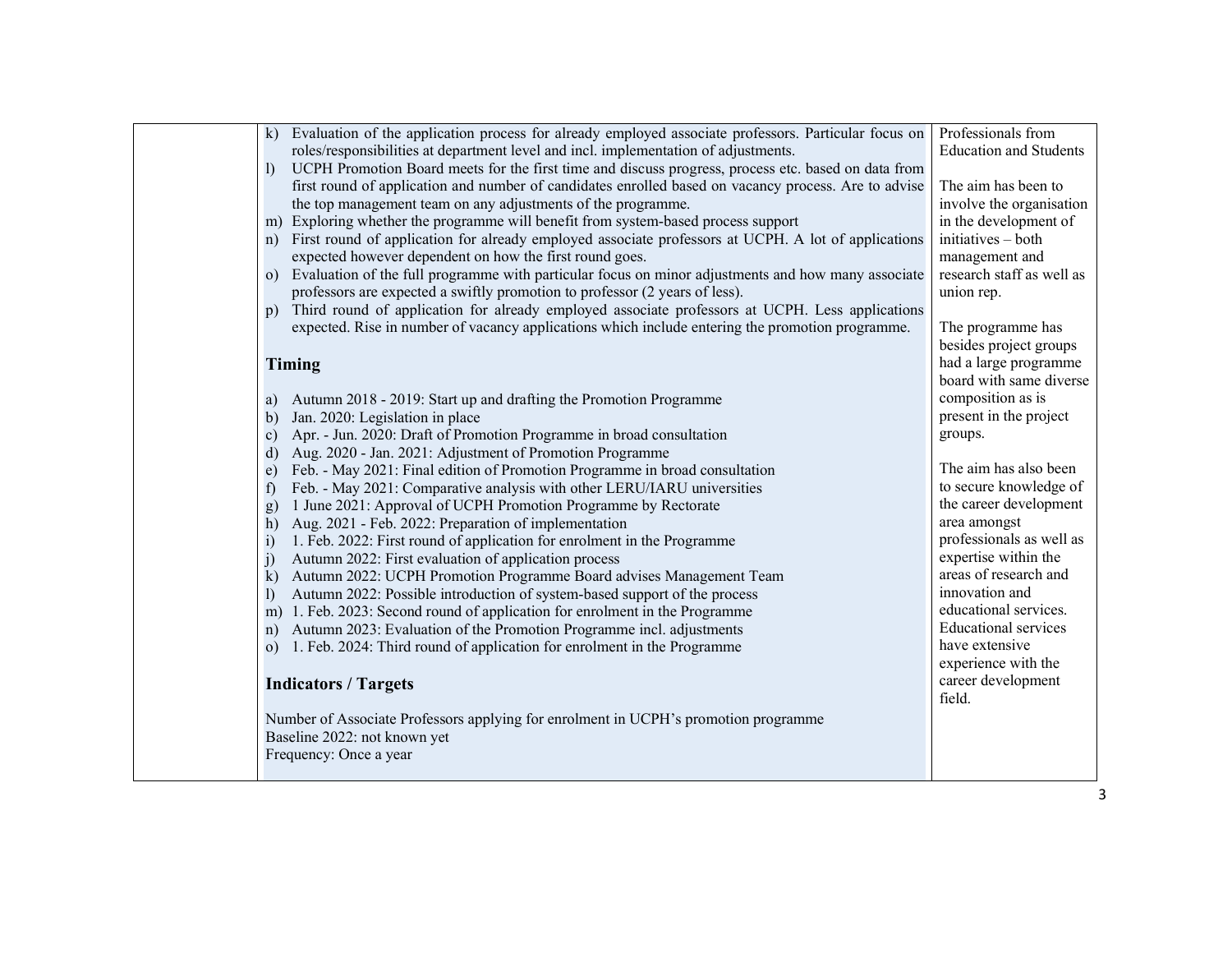| | | |
|---|---|---|
| | k) Evaluation of the application process for already employed associate professors. Particular focus on roles/responsibilities at department level and incl. implementation of adjustments.<br>l) UCPH Promotion Board meets for the first time and discuss progress, process etc. based on data from first round of application and number of candidates enrolled based on vacancy process. Are to advise the top management team on any adjustments of the programme.<br>m) Exploring whether the programme will benefit from system-based process support<br>n) First round of application for already employed associate professors at UCPH. A lot of applications expected however dependent on how the first round goes.<br>o) Evaluation of the full programme with particular focus on minor adjustments and how many associate professors are expected a swiftly promotion to professor (2 years of less).<br>p) Third round of application for already employed associate professors at UCPH. Less applications expected. Rise in number of vacancy applications which include entering the promotion programme.<br><br>**Timing**<br><br>a) Autumn 2018 - 2019: Start up and drafting the Promotion Programme<br>b) Jan. 2020: Legislation in place<br>c) Apr. - Jun. 2020: Draft of Promotion Programme in broad consultation<br>d) Aug. 2020 - Jan. 2021: Adjustment of Promotion Programme<br>e) Feb. - May 2021: Final edition of Promotion Programme in broad consultation<br>f) Feb. - May 2021: Comparative analysis with other LERU/IARU universities<br>g) 1 June 2021: Approval of UCPH Promotion Programme by Rectorate<br>h) Aug. 2021 - Feb. 2022: Preparation of implementation<br>i) 1. Feb. 2022: First round of application for enrolment in the Programme<br>j) Autumn 2022: First evaluation of application process<br>k) Autumn 2022: UCPH Promotion Programme Board advises Management Team<br>l) Autumn 2022: Possible introduction of system-based support of the process<br>m) 1. Feb. 2023: Second round of application for enrolment in the Programme<br>n) Autumn 2023: Evaluation of the Promotion Programme incl. adjustments<br>o) 1. Feb. 2024: Third round of application for enrolment in the Programme<br><br>**Indicators / Targets**<br><br>Number of Associate Professors applying for enrolment in UCPH's promotion programme<br>Baseline 2022: not known yet<br>Frequency: Once a year | Professionals from Education and Students<br><br>The aim has been to involve the organisation in the development of initiatives – both management and research staff as well as union rep.<br><br>The programme has besides project groups had a large programme board with same diverse composition as is present in the project groups.<br><br>The aim has also been to secure knowledge of the career development area amongst professionals as well as expertise within the areas of research and innovation and educational services. Educational services have extensive experience with the career development field. |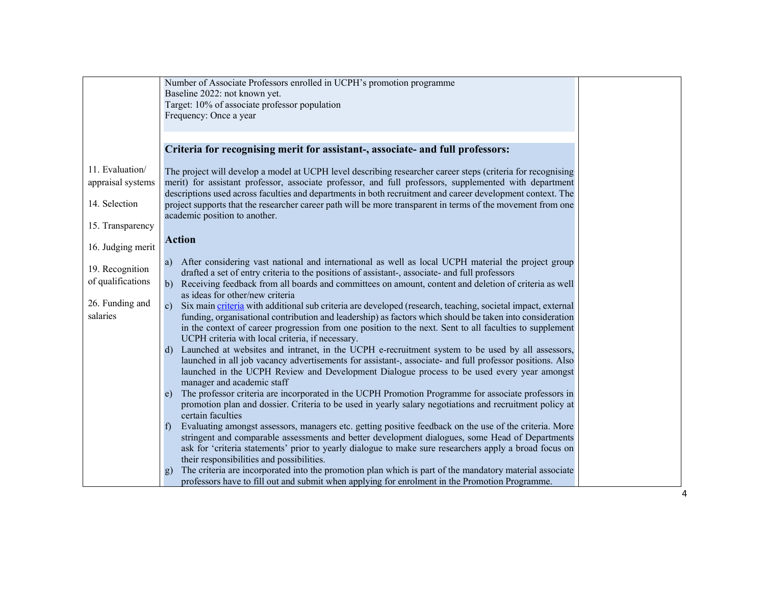| | | |
|---|---|---|
| | Number of Associate Professors enrolled in UCPH's promotion programme<br>Baseline 2022: not known yet.<br>Target: 10% of associate professor population<br>Frequency: Once a year | |
| 11. Evaluation/ appraisal systems<br><br>14. Selection<br><br>15. Transparency<br><br>16. Judging merit<br><br>19. Recognition of qualifications<br><br>26. Funding and salaries | **Criteria for recognising merit for assistant-, associate- and full professors:**<br><br>The project will develop a model at UCPH level describing researcher career steps (criteria for recognising merit) for assistant professor, associate professor, and full professors, supplemented with department descriptions used across faculties and departments in both recruitment and career development context. The project supports that the researcher career path will be more transparent in terms of the movement from one academic position to another.<br><br>**Action**<br><br>a) After considering vast national and international as well as local UCPH material the project group drafted a set of entry criteria to the positions of assistant-, associate- and full professors<br>b) Receiving feedback from all boards and committees on amount, content and deletion of criteria as well as ideas for other/new criteria<br>c) Six main criteria with additional sub criteria are developed (research, teaching, societal impact, external funding, organisational contribution and leadership) as factors which should be taken into consideration in the context of career progression from one position to the next. Sent to all faculties to supplement UCPH criteria with local criteria, if necessary.<br>d) Launched at websites and intranet, in the UCPH e-recruitment system to be used by all assessors, launched in all job vacancy advertisements for assistant-, associate- and full professor positions. Also launched in the UCPH Review and Development Dialogue process to be used every year amongst manager and academic staff<br>e) The professor criteria are incorporated in the UCPH Promotion Programme for associate professors in promotion plan and dossier. Criteria to be used in yearly salary negotiations and recruitment policy at certain faculties<br>f) Evaluating amongst assessors, managers etc. getting positive feedback on the use of the criteria. More stringent and comparable assessments and better development dialogues, some Head of Departments ask for 'criteria statements' prior to yearly dialogue to make sure researchers apply a broad focus on their responsibilities and possibilities.<br>g) The criteria are incorporated into the promotion plan which is part of the mandatory material associate professors have to fill out and submit when applying for enrolment in the Promotion Programme. | |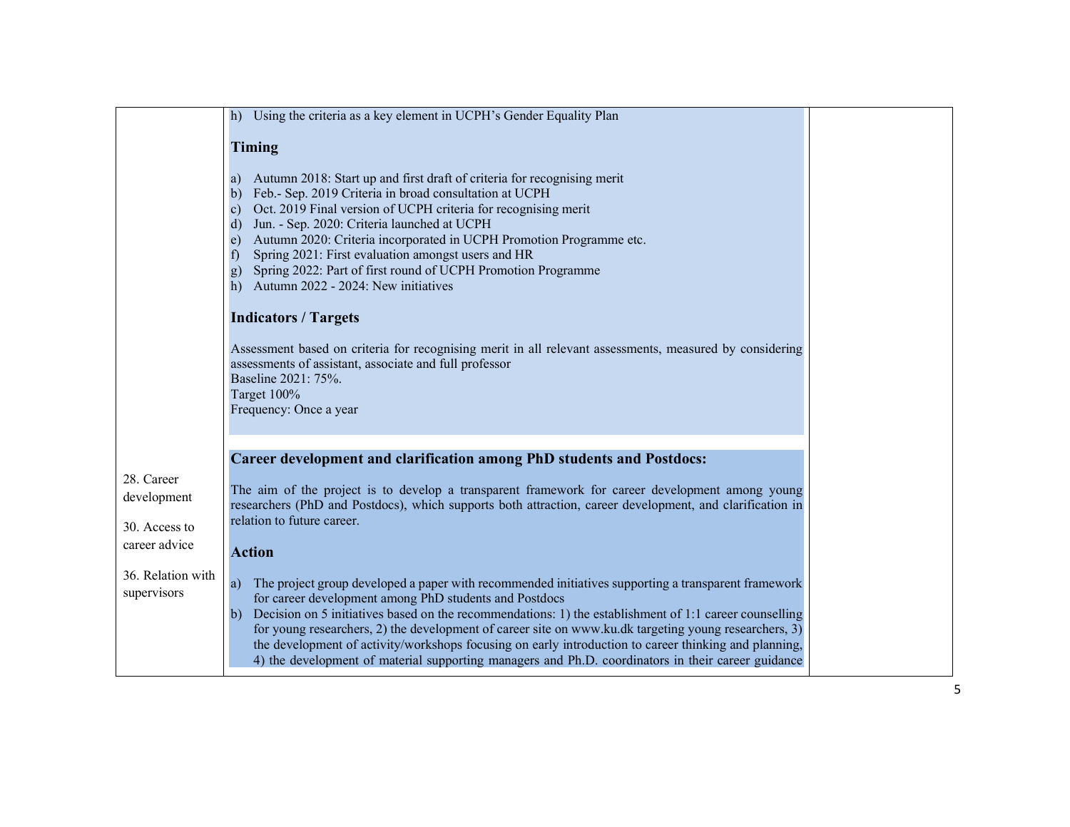| | | |
|---|---|---|
| | h) Using the criteria as a key element in UCPH's Gender Equality Plan<br><br>**Timing**<br><br>a) Autumn 2018: Start up and first draft of criteria for recognising merit<br>b) Feb.- Sep. 2019 Criteria in broad consultation at UCPH<br>c) Oct. 2019 Final version of UCPH criteria for recognising merit<br>d) Jun. - Sep. 2020: Criteria launched at UCPH<br>e) Autumn 2020: Criteria incorporated in UCPH Promotion Programme etc.<br>f) Spring 2021: First evaluation amongst users and HR<br>g) Spring 2022: Part of first round of UCPH Promotion Programme<br>h) Autumn 2022 - 2024: New initiatives<br><br>**Indicators / Targets**<br><br>Assessment based on criteria for recognising merit in all relevant assessments, measured by considering assessments of assistant, associate and full professor<br>Baseline 2021: 75%.<br>Target 100%<br>Frequency: Once a year | |
| 28. Career development<br><br>30. Access to career advice<br><br>36. Relation with supervisors | **Career development and clarification among PhD students and Postdocs:**<br><br>The aim of the project is to develop a transparent framework for career development among young researchers (PhD and Postdocs), which supports both attraction, career development, and clarification in relation to future career.<br><br>**Action**<br><br>a) The project group developed a paper with recommended initiatives supporting a transparent framework for career development among PhD students and Postdocs<br>b) Decision on 5 initiatives based on the recommendations: 1) the establishment of 1:1 career counselling for young researchers, 2) the development of career site on www.ku.dk targeting young researchers, 3) the development of activity/workshops focusing on early introduction to career thinking and planning, 4) the development of material supporting managers and Ph.D. coordinators in their career guidance | |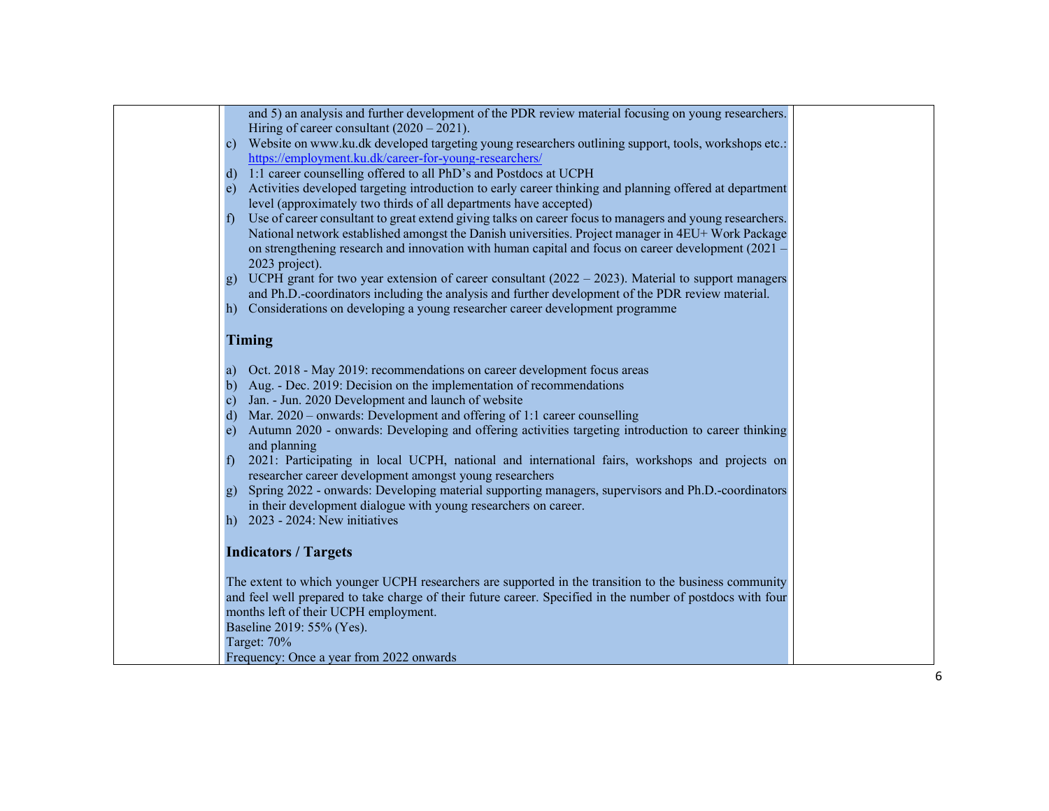and 5) an analysis and further development of the PDR review material focusing on young researchers. Hiring of career consultant (2020 – 2021).

c) Website on www.ku.dk developed targeting young researchers outlining support, tools, workshops etc.: https://employment.ku.dk/career-for-young-researchers/
d) 1:1 career counselling offered to all PhD's and Postdocs at UCPH
e) Activities developed targeting introduction to early career thinking and planning offered at department level (approximately two thirds of all departments have accepted)
f) Use of career consultant to great extend giving talks on career focus to managers and young researchers. National network established amongst the Danish universities. Project manager in 4EU+ Work Package on strengthening research and innovation with human capital and focus on career development (2021 – 2023 project).
g) UCPH grant for two year extension of career consultant (2022 – 2023). Material to support managers and Ph.D.-coordinators including the analysis and further development of the PDR review material.
h) Considerations on developing a young researcher career development programme

**Timing**

a) Oct. 2018 - May 2019: recommendations on career development focus areas
b) Aug. - Dec. 2019: Decision on the implementation of recommendations
c) Jan. - Jun. 2020 Development and launch of website
d) Mar. 2020 – onwards: Development and offering of 1:1 career counselling
e) Autumn 2020 - onwards: Developing and offering activities targeting introduction to career thinking and planning
f) 2021: Participating in local UCPH, national and international fairs, workshops and projects on researcher career development amongst young researchers
g) Spring 2022 - onwards: Developing material supporting managers, supervisors and Ph.D.-coordinators in their development dialogue with young researchers on career.
h) 2023 - 2024: New initiatives

**Indicators / Targets**

The extent to which younger UCPH researchers are supported in the transition to the business community and feel well prepared to take charge of their future career. Specified in the number of postdocs with four months left of their UCPH employment.
Baseline 2019: 55% (Yes).
Target: 70%
Frequency: Once a year from 2022 onwards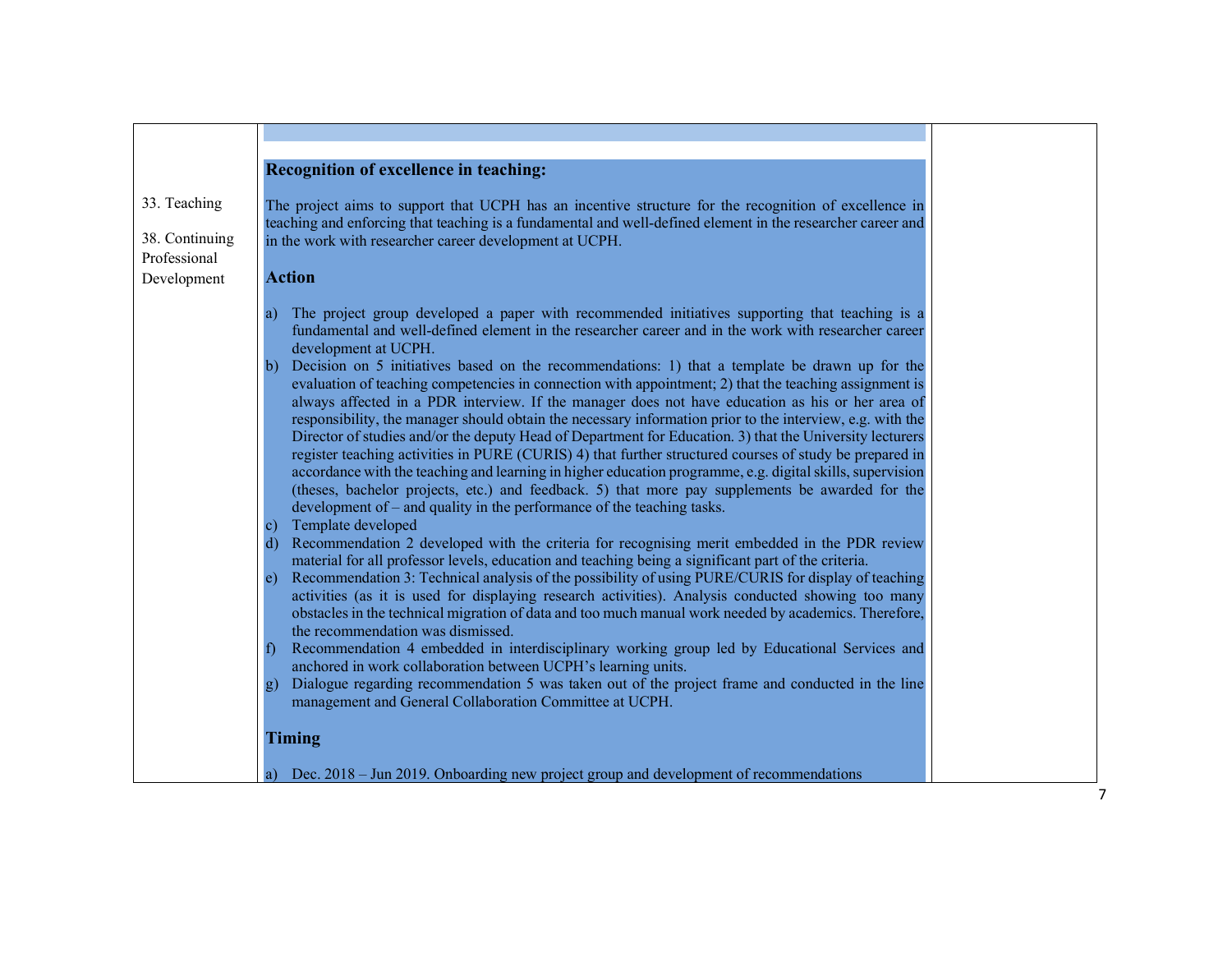| | | |
|---|---|---|
| 33. Teaching<br><br>38. Continuing Professional Development | **Recognition of excellence in teaching:**<br><br>The project aims to support that UCPH has an incentive structure for the recognition of excellence in teaching and enforcing that teaching is a fundamental and well-defined element in the researcher career and in the work with researcher career development at UCPH.<br><br>**Action**<br><br>a) The project group developed a paper with recommended initiatives supporting that teaching is a fundamental and well-defined element in the researcher career and in the work with researcher career development at UCPH.<br>b) Decision on 5 initiatives based on the recommendations: 1) that a template be drawn up for the evaluation of teaching competencies in connection with appointment; 2) that the teaching assignment is always affected in a PDR interview. If the manager does not have education as his or her area of responsibility, the manager should obtain the necessary information prior to the interview, e.g. with the Director of studies and/or the deputy Head of Department for Education. 3) that the University lecturers register teaching activities in PURE (CURIS) 4) that further structured courses of study be prepared in accordance with the teaching and learning in higher education programme, e.g. digital skills, supervision (theses, bachelor projects, etc.) and feedback. 5) that more pay supplements be awarded for the development of – and quality in the performance of the teaching tasks.<br>c) Template developed<br>d) Recommendation 2 developed with the criteria for recognising merit embedded in the PDR review material for all professor levels, education and teaching being a significant part of the criteria.<br>e) Recommendation 3: Technical analysis of the possibility of using PURE/CURIS for display of teaching activities (as it is used for displaying research activities). Analysis conducted showing too many obstacles in the technical migration of data and too much manual work needed by academics. Therefore, the recommendation was dismissed.<br>f) Recommendation 4 embedded in interdisciplinary working group led by Educational Services and anchored in work collaboration between UCPH's learning units.<br>g) Dialogue regarding recommendation 5 was taken out of the project frame and conducted in the line management and General Collaboration Committee at UCPH.<br><br>**Timing**<br><br>a) Dec. 2018 – Jun 2019. Onboarding new project group and development of recommendations | |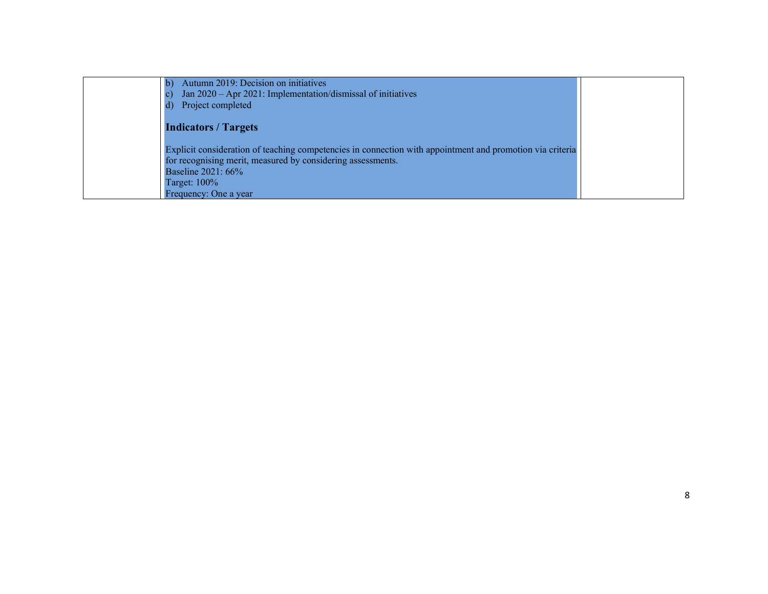| | | |
|---|---|---|
| | b) Autumn 2019: Decision on initiatives<br>c) Jan 2020 – Apr 2021: Implementation/dismissal of initiatives<br>d) Project completed<br><br>**Indicators / Targets**<br><br>Explicit consideration of teaching competencies in connection with appointment and promotion via criteria for recognising merit, measured by considering assessments.<br>Baseline 2021: 66%<br>Target: 100%<br>Frequency: One a year | |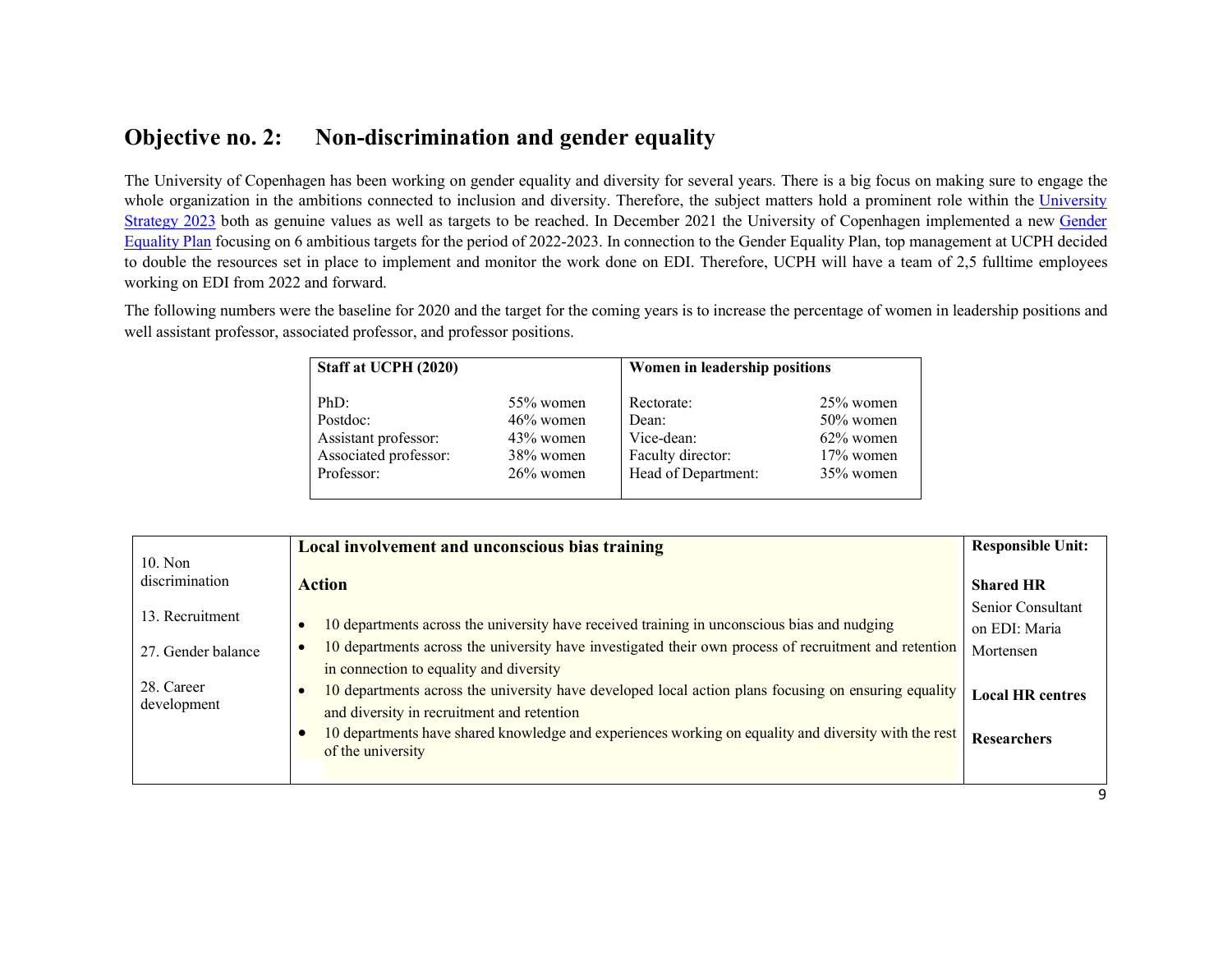## Objective no. 2: Non-discrimination and gender equality

The University of Copenhagen has been working on gender equality and diversity for several years. There is a big focus on making sure to engage the whole organization in the ambitions connected to inclusion and diversity. Therefore, the subject matters hold a prominent role within the University Strategy 2023 both as genuine values as well as targets to be reached. In December 2021 the University of Copenhagen implemented a new Gender Equality Plan focusing on 6 ambitious targets for the period of 2022-2023. In connection to the Gender Equality Plan, top management at UCPH decided to double the resources set in place to implement and monitor the work done on EDI. Therefore, UCPH will have a team of 2,5 fulltime employees working on EDI from 2022 and forward.

The following numbers were the baseline for 2020 and the target for the coming years is to increase the percentage of women in leadership positions and well assistant professor, associated professor, and professor positions.

| **Staff at UCPH (2020)** | | **Women in leadership positions** | |
|---|---|---|---|
| PhD: | 55% women | Rectorate: | 25% women |
| Postdoc: | 46% women | Dean: | 50% women |
| Assistant professor: | 43% women | Vice-dean: | 62% women |
| Associated professor: | 38% women | Faculty director: | 17% women |
| Professor: | 26% women | Head of Department: | 35% women |

| | **Local involvement and unconscious bias training** | **Responsible Unit:** |
|---|---|---|
| 10. Non discrimination<br><br>13. Recruitment<br><br>27. Gender balance<br><br>28. Career development | **Action**<br><br>• 10 departments across the university have received training in unconscious bias and nudging<br>• 10 departments across the university have investigated their own process of recruitment and retention in connection to equality and diversity<br>• 10 departments across the university have developed local action plans focusing on ensuring equality and diversity in recruitment and retention<br>• 10 departments have shared knowledge and experiences working on equality and diversity with the rest of the university | **Shared HR**<br>Senior Consultant on EDI: Maria Mortensen<br><br>**Local HR centres**<br><br>**Researchers** |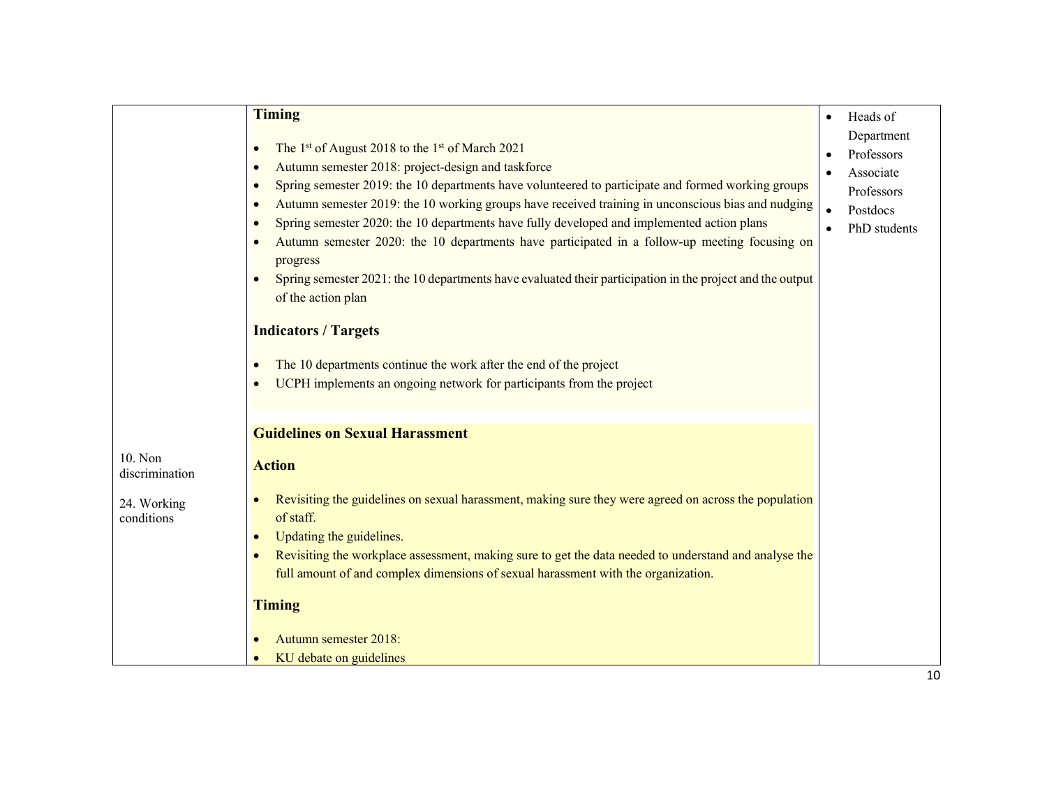| | | |
|---|---|---|
| | **Timing**<br><br>• The 1st of August 2018 to the 1st of March 2021<br>• Autumn semester 2018: project-design and taskforce<br>• Spring semester 2019: the 10 departments have volunteered to participate and formed working groups<br>• Autumn semester 2019: the 10 working groups have received training in unconscious bias and nudging<br>• Spring semester 2020: the 10 departments have fully developed and implemented action plans<br>• Autumn semester 2020: the 10 departments have participated in a follow-up meeting focusing on progress<br>• Spring semester 2021: the 10 departments have evaluated their participation in the project and the output of the action plan<br><br>**Indicators / Targets**<br><br>• The 10 departments continue the work after the end of the project<br>• UCPH implements an ongoing network for participants from the project | • Heads of Department<br>• Professors<br>• Associate Professors<br>• Postdocs<br>• PhD students |
| 10. Non discrimination<br><br>24. Working conditions | **Guidelines on Sexual Harassment**<br><br>**Action**<br><br>• Revisiting the guidelines on sexual harassment, making sure they were agreed on across the population of staff.<br>• Updating the guidelines.<br>• Revisiting the workplace assessment, making sure to get the data needed to understand and analyse the full amount of and complex dimensions of sexual harassment with the organization.<br><br>**Timing**<br><br>• Autumn semester 2018:<br>• KU debate on guidelines | |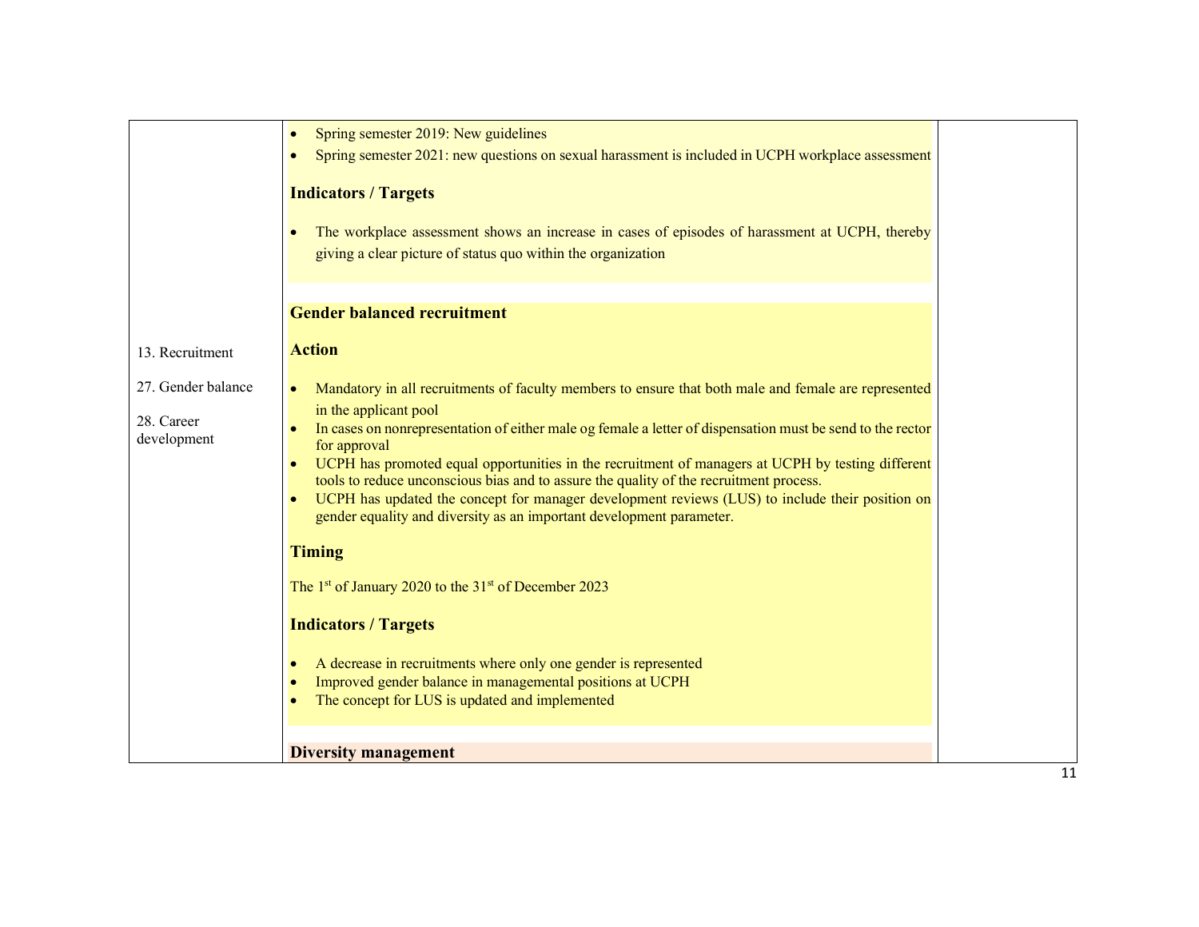| | | |
|---|---|---|
| | • Spring semester 2019: New guidelines<br>• Spring semester 2021: new questions on sexual harassment is included in UCPH workplace assessment<br><br>**Indicators / Targets**<br><br>• The workplace assessment shows an increase in cases of episodes of harassment at UCPH, thereby giving a clear picture of status quo within the organization | |
| 13. Recruitment<br><br>27. Gender balance<br><br>28. Career development | **Gender balanced recruitment**<br><br>**Action**<br><br>• Mandatory in all recruitments of faculty members to ensure that both male and female are represented in the applicant pool<br>• In cases on nonrepresentation of either male og female a letter of dispensation must be send to the rector for approval<br>• UCPH has promoted equal opportunities in the recruitment of managers at UCPH by testing different tools to reduce unconscious bias and to assure the quality of the recruitment process.<br>• UCPH has updated the concept for manager development reviews (LUS) to include their position on gender equality and diversity as an important development parameter.<br><br>**Timing**<br><br>The 1st of January 2020 to the 31st of December 2023<br><br>**Indicators / Targets**<br><br>• A decrease in recruitments where only one gender is represented<br>• Improved gender balance in managemental positions at UCPH<br>• The concept for LUS is updated and implemented | |
| | **Diversity management** | |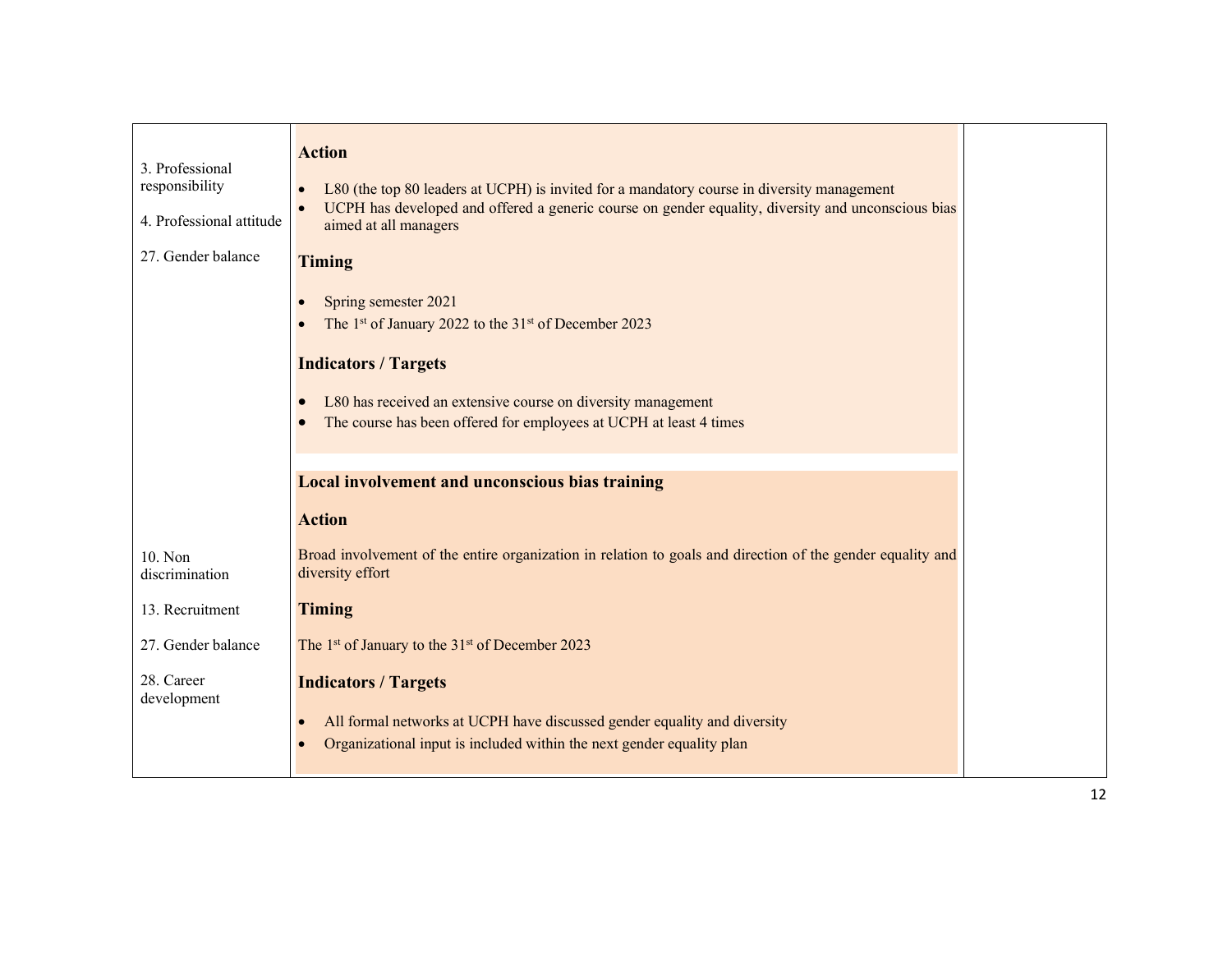| | | |
|---|---|---|
| 3. Professional responsibility<br><br>4. Professional attitude<br><br>27. Gender balance | **Action**<br><br>• L80 (the top 80 leaders at UCPH) is invited for a mandatory course in diversity management<br>• UCPH has developed and offered a generic course on gender equality, diversity and unconscious bias aimed at all managers<br><br>**Timing**<br><br>• Spring semester 2021<br>• The 1st of January 2022 to the 31st of December 2023<br><br>**Indicators / Targets**<br><br>• L80 has received an extensive course on diversity management<br>• The course has been offered for employees at UCPH at least 4 times | |
| 10. Non discrimination<br><br>13. Recruitment<br><br>27. Gender balance<br><br>28. Career development | **Local involvement and unconscious bias training**<br><br>**Action**<br><br>Broad involvement of the entire organization in relation to goals and direction of the gender equality and diversity effort<br><br>**Timing**<br><br>The 1st of January to the 31st of December 2023<br><br>**Indicators / Targets**<br><br>• All formal networks at UCPH have discussed gender equality and diversity<br>• Organizational input is included within the next gender equality plan | |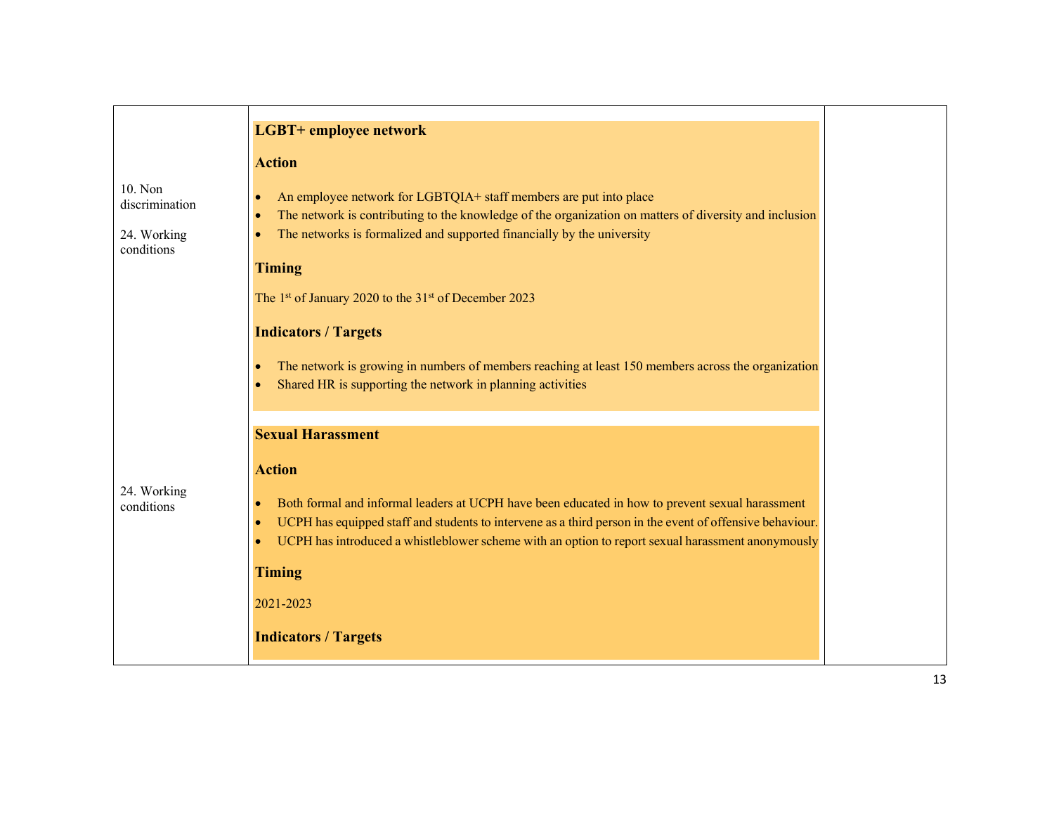| | | |
|---|---|---|
| 10. Non discrimination<br><br>24. Working conditions | **LGBT+ employee network**<br><br>**Action**<br><br>• An employee network for LGBTQIA+ staff members are put into place<br>• The network is contributing to the knowledge of the organization on matters of diversity and inclusion<br>• The networks is formalized and supported financially by the university<br><br>**Timing**<br><br>The 1st of January 2020 to the 31st of December 2023<br><br>**Indicators / Targets**<br><br>• The network is growing in numbers of members reaching at least 150 members across the organization<br>• Shared HR is supporting the network in planning activities | |
| 24. Working conditions | **Sexual Harassment**<br><br>**Action**<br><br>• Both formal and informal leaders at UCPH have been educated in how to prevent sexual harassment<br>• UCPH has equipped staff and students to intervene as a third person in the event of offensive behaviour.<br>• UCPH has introduced a whistleblower scheme with an option to report sexual harassment anonymously<br><br>**Timing**<br><br>2021-2023<br><br>**Indicators / Targets** | |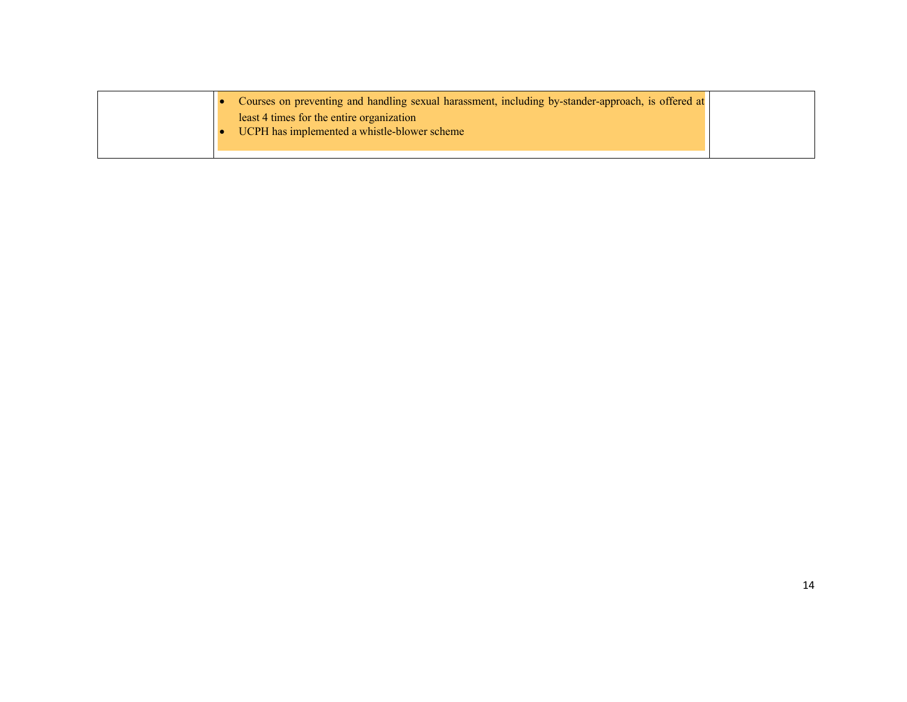|  |  |  |
|---|---|---|
|  | • Courses on preventing and handling sexual harassment, including by-stander-approach, is offered at least 4 times for the entire organization<br>• UCPH has implemented a whistle-blower scheme |  |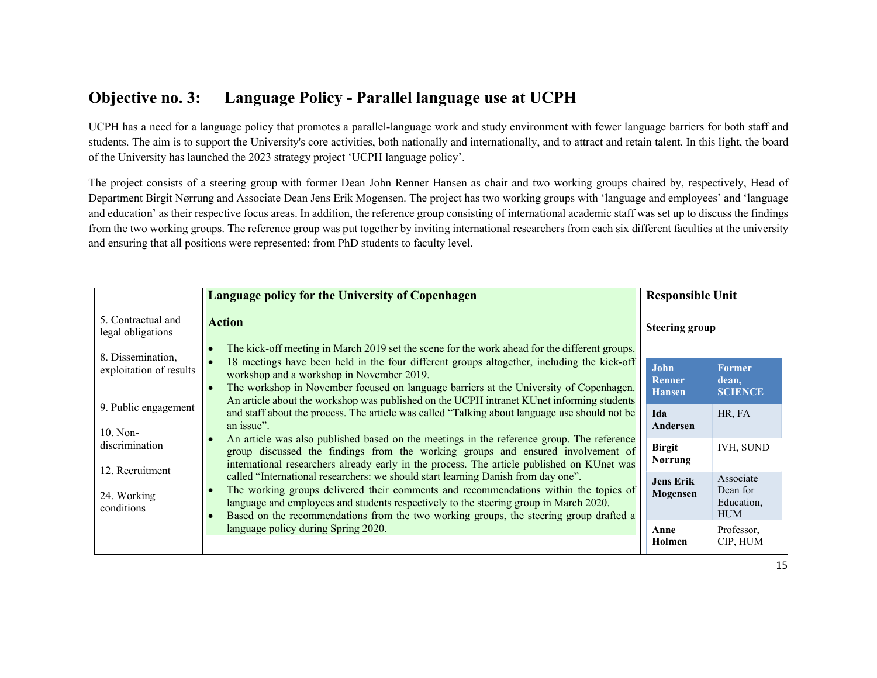## Objective no. 3: Language Policy - Parallel language use at UCPH

UCPH has a need for a language policy that promotes a parallel-language work and study environment with fewer language barriers for both staff and students. The aim is to support the University's core activities, both nationally and internationally, and to attract and retain talent. In this light, the board of the University has launched the 2023 strategy project 'UCPH language policy'.

The project consists of a steering group with former Dean John Renner Hansen as chair and two working groups chaired by, respectively, Head of Department Birgit Nørrung and Associate Dean Jens Erik Mogensen. The project has two working groups with 'language and employees' and 'language and education' as their respective focus areas. In addition, the reference group consisting of international academic staff was set up to discuss the findings from the two working groups. The reference group was put together by inviting international researchers from each six different faculties at the university and ensuring that all positions were represented: from PhD students to faculty level.

| | Language policy for the University of Copenhagen | Responsible Unit |
|---|---|---|
| 5. Contractual and legal obligations<br><br>8. Dissemination, exploitation of results<br><br>9. Public engagement<br><br>10. Non-discrimination<br><br>12. Recruitment<br><br>24. Working conditions | **Action**<br><br>• The kick-off meeting in March 2019 set the scene for the work ahead for the different groups.<br>• 18 meetings have been held in the four different groups altogether, including the kick-off workshop and a workshop in November 2019.<br>• The workshop in November focused on language barriers at the University of Copenhagen. An article about the workshop was published on the UCPH intranet KUnet informing students and staff about the process. The article was called "Talking about language use should not be an issue".<br>• An article was also published based on the meetings in the reference group. The reference group discussed the findings from the working groups and ensured involvement of international researchers already early in the process. The article published on KUnet was called "International researchers: we should start learning Danish from day one".<br>• The working groups delivered their comments and recommendations within the topics of language and employees and students respectively to the steering group in March 2020.<br>• Based on the recommendations from the two working groups, the steering group drafted a language policy during Spring 2020. | **Steering group**<br><br>**John Renner Hansen** – Former dean, SCIENCE<br>**Ida Andersen** – HR, FA<br>**Birgit Nørrung** – IVH, SUND<br>**Jens Erik Mogensen** – Associate Dean for Education, HUM<br>**Anne Holmen** – Professor, CIP, HUM |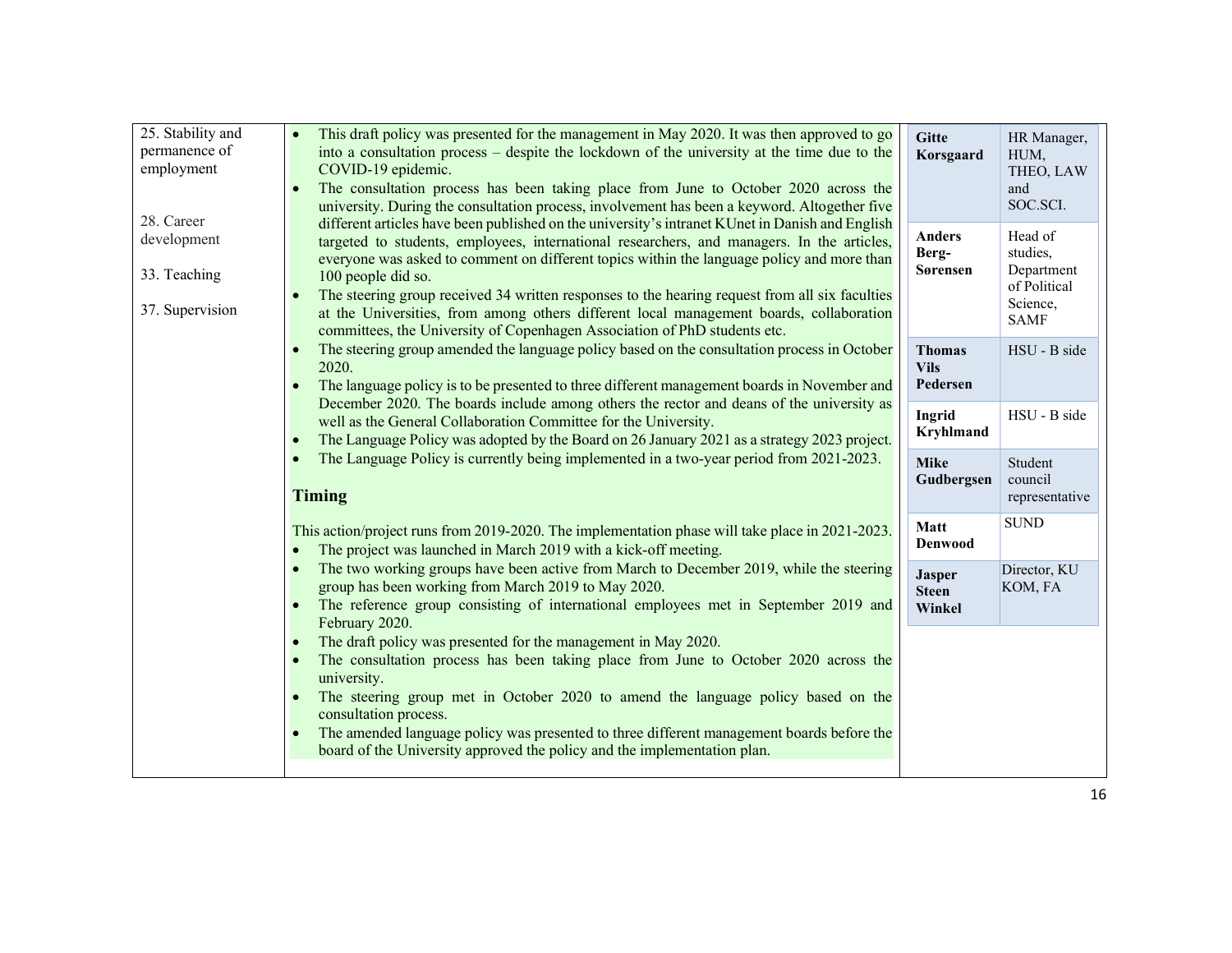| | | |
|---|---|---|
| 25. Stability and permanence of employment<br><br>28. Career development<br><br>33. Teaching<br><br>37. Supervision | • This draft policy was presented for the management in May 2020. It was then approved to go into a consultation process – despite the lockdown of the university at the time due to the COVID-19 epidemic.<br>• The consultation process has been taking place from June to October 2020 across the university. During the consultation process, involvement has been a keyword. Altogether five different articles have been published on the university's intranet KUnet in Danish and English targeted to students, employees, international researchers, and managers. In the articles, everyone was asked to comment on different topics within the language policy and more than 100 people did so.<br>• The steering group received 34 written responses to the hearing request from all six faculties at the Universities, from among others different local management boards, collaboration committees, the University of Copenhagen Association of PhD students etc.<br>• The steering group amended the language policy based on the consultation process in October 2020.<br>• The language policy is to be presented to three different management boards in November and December 2020. The boards include among others the rector and deans of the university as well as the General Collaboration Committee for the University.<br>• The Language Policy was adopted by the Board on 26 January 2021 as a strategy 2023 project.<br>• The Language Policy is currently being implemented in a two-year period from 2021-2023.<br><br>**Timing**<br><br>This action/project runs from 2019-2020. The implementation phase will take place in 2021-2023.<br>• The project was launched in March 2019 with a kick-off meeting.<br>• The two working groups have been active from March to December 2019, while the steering group has been working from March 2019 to May 2020.<br>• The reference group consisting of international employees met in September 2019 and February 2020.<br>• The draft policy was presented for the management in May 2020.<br>• The consultation process has been taking place from June to October 2020 across the university.<br>• The steering group met in October 2020 to amend the language policy based on the consultation process.<br>• The amended language policy was presented to three different management boards before the board of the University approved the policy and the implementation plan. | **Gitte Korsgaard** – HR Manager, HUM, THEO, LAW and SOC.SCI.<br>**Anders Berg-Sørensen** – Head of studies, Department of Political Science, SAMF<br>**Thomas Vils Pedersen** – HSU - B side<br>**Ingrid Kryhlmand** – HSU - B side<br>**Mike Gudbergsen** – Student council representative<br>**Matt Denwood** – SUND<br>**Jasper Steen Winkel** – Director, KU KOM, FA |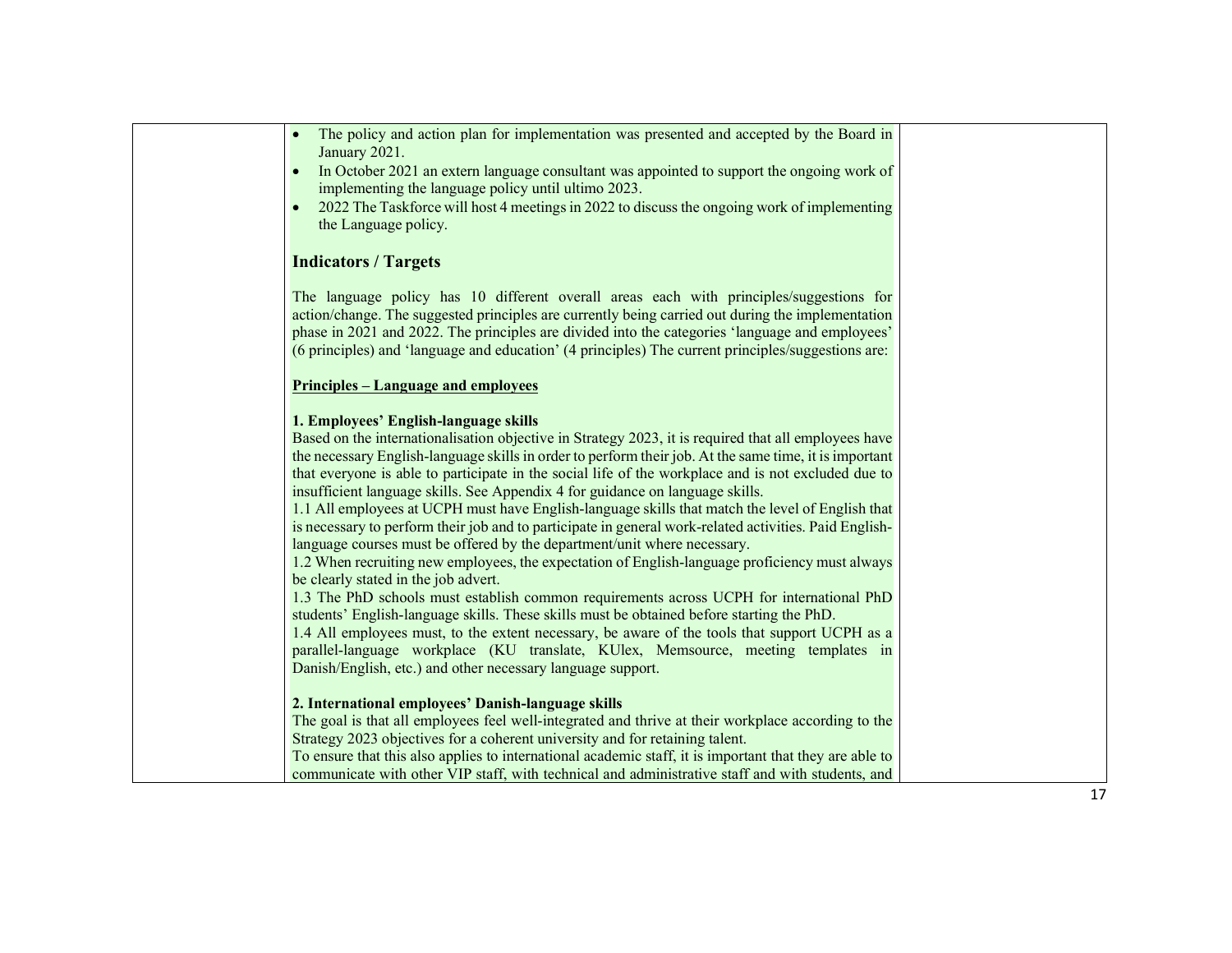- The policy and action plan for implementation was presented and accepted by the Board in January 2021.
- In October 2021 an extern language consultant was appointed to support the ongoing work of implementing the language policy until ultimo 2023.
- 2022 The Taskforce will host 4 meetings in 2022 to discuss the ongoing work of implementing the Language policy.

### Indicators / Targets

The language policy has 10 different overall areas each with principles/suggestions for action/change. The suggested principles are currently being carried out during the implementation phase in 2021 and 2022. The principles are divided into the categories 'language and employees' (6 principles) and 'language and education' (4 principles) The current principles/suggestions are:

**Principles – Language and employees**

**1. Employees' English-language skills**

Based on the internationalisation objective in Strategy 2023, it is required that all employees have the necessary English-language skills in order to perform their job. At the same time, it is important that everyone is able to participate in the social life of the workplace and is not excluded due to insufficient language skills. See Appendix 4 for guidance on language skills.

1.1 All employees at UCPH must have English-language skills that match the level of English that is necessary to perform their job and to participate in general work-related activities. Paid English-language courses must be offered by the department/unit where necessary.

1.2 When recruiting new employees, the expectation of English-language proficiency must always be clearly stated in the job advert.

1.3 The PhD schools must establish common requirements across UCPH for international PhD students' English-language skills. These skills must be obtained before starting the PhD.

1.4 All employees must, to the extent necessary, be aware of the tools that support UCPH as a parallel-language workplace (KU translate, KUlex, Memsource, meeting templates in Danish/English, etc.) and other necessary language support.

**2. International employees' Danish-language skills**

The goal is that all employees feel well-integrated and thrive at their workplace according to the Strategy 2023 objectives for a coherent university and for retaining talent.

To ensure that this also applies to international academic staff, it is important that they are able to communicate with other VIP staff, with technical and administrative staff and with students, and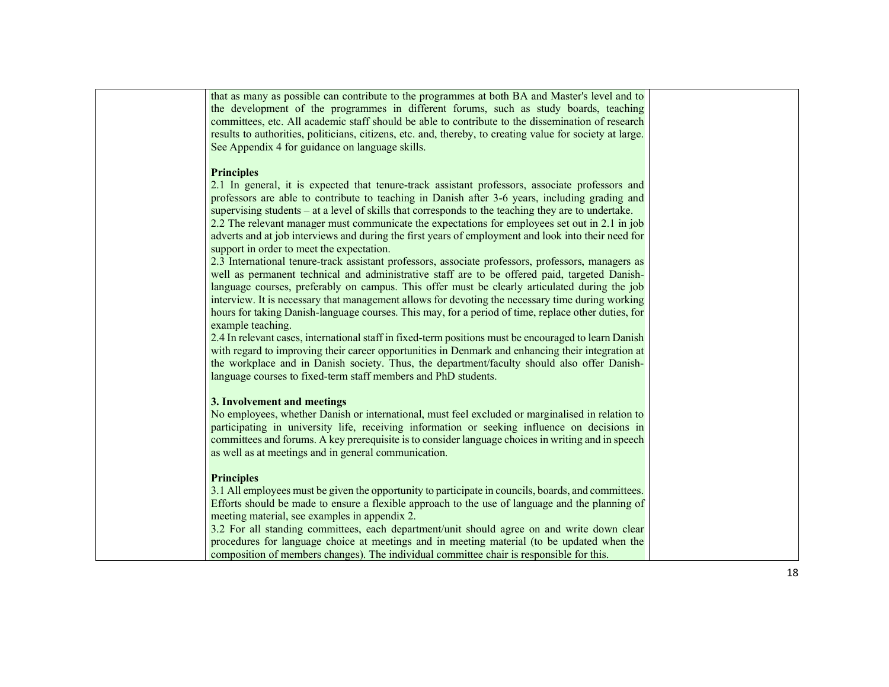that as many as possible can contribute to the programmes at both BA and Master's level and to the development of the programmes in different forums, such as study boards, teaching committees, etc. All academic staff should be able to contribute to the dissemination of research results to authorities, politicians, citizens, etc. and, thereby, to creating value for society at large. See Appendix 4 for guidance on language skills.

**Principles**

2.1 In general, it is expected that tenure-track assistant professors, associate professors and professors are able to contribute to teaching in Danish after 3-6 years, including grading and supervising students – at a level of skills that corresponds to the teaching they are to undertake.

2.2 The relevant manager must communicate the expectations for employees set out in 2.1 in job adverts and at job interviews and during the first years of employment and look into their need for support in order to meet the expectation.

2.3 International tenure-track assistant professors, associate professors, professors, managers as well as permanent technical and administrative staff are to be offered paid, targeted Danish-language courses, preferably on campus. This offer must be clearly articulated during the job interview. It is necessary that management allows for devoting the necessary time during working hours for taking Danish-language courses. This may, for a period of time, replace other duties, for example teaching.

2.4 In relevant cases, international staff in fixed-term positions must be encouraged to learn Danish with regard to improving their career opportunities in Denmark and enhancing their integration at the workplace and in Danish society. Thus, the department/faculty should also offer Danish-language courses to fixed-term staff members and PhD students.

**3. Involvement and meetings**

No employees, whether Danish or international, must feel excluded or marginalised in relation to participating in university life, receiving information or seeking influence on decisions in committees and forums. A key prerequisite is to consider language choices in writing and in speech as well as at meetings and in general communication.

**Principles**

3.1 All employees must be given the opportunity to participate in councils, boards, and committees. Efforts should be made to ensure a flexible approach to the use of language and the planning of meeting material, see examples in appendix 2.

3.2 For all standing committees, each department/unit should agree on and write down clear procedures for language choice at meetings and in meeting material (to be updated when the composition of members changes). The individual committee chair is responsible for this.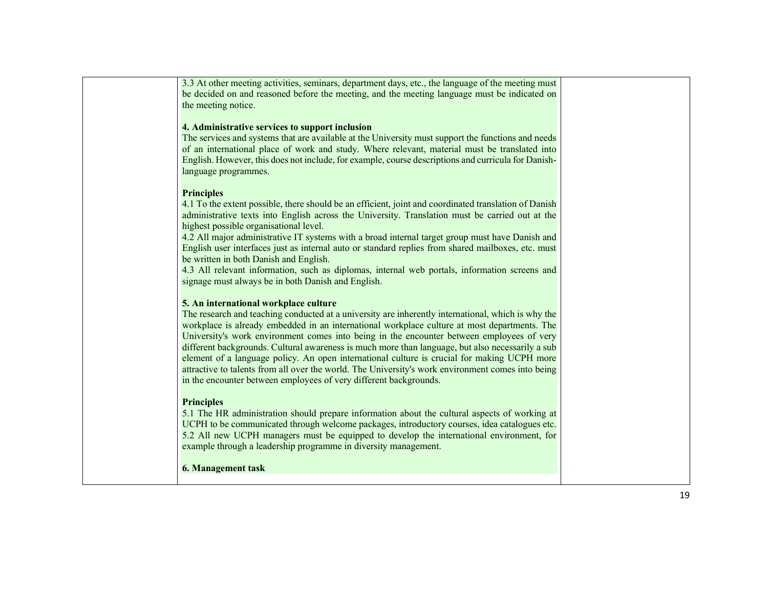| | | |
|---|---|---|
| | 3.3 At other meeting activities, seminars, department days, etc., the language of the meeting must be decided on and reasoned before the meeting, and the meeting language must be indicated on the meeting notice.<br><br>**4. Administrative services to support inclusion**<br>The services and systems that are available at the University must support the functions and needs of an international place of work and study. Where relevant, material must be translated into English. However, this does not include, for example, course descriptions and curricula for Danish-language programmes.<br><br>**Principles**<br>4.1 To the extent possible, there should be an efficient, joint and coordinated translation of Danish administrative texts into English across the University. Translation must be carried out at the highest possible organisational level.<br>4.2 All major administrative IT systems with a broad internal target group must have Danish and English user interfaces just as internal auto or standard replies from shared mailboxes, etc. must be written in both Danish and English.<br>4.3 All relevant information, such as diplomas, internal web portals, information screens and signage must always be in both Danish and English.<br><br>**5. An international workplace culture**<br>The research and teaching conducted at a university are inherently international, which is why the workplace is already embedded in an international workplace culture at most departments. The University's work environment comes into being in the encounter between employees of very different backgrounds. Cultural awareness is much more than language, but also necessarily a sub element of a language policy. An open international culture is crucial for making UCPH more attractive to talents from all over the world. The University's work environment comes into being in the encounter between employees of very different backgrounds.<br><br>**Principles**<br>5.1 The HR administration should prepare information about the cultural aspects of working at UCPH to be communicated through welcome packages, introductory courses, idea catalogues etc.<br>5.2 All new UCPH managers must be equipped to develop the international environment, for example through a leadership programme in diversity management.<br><br>**6. Management task** | |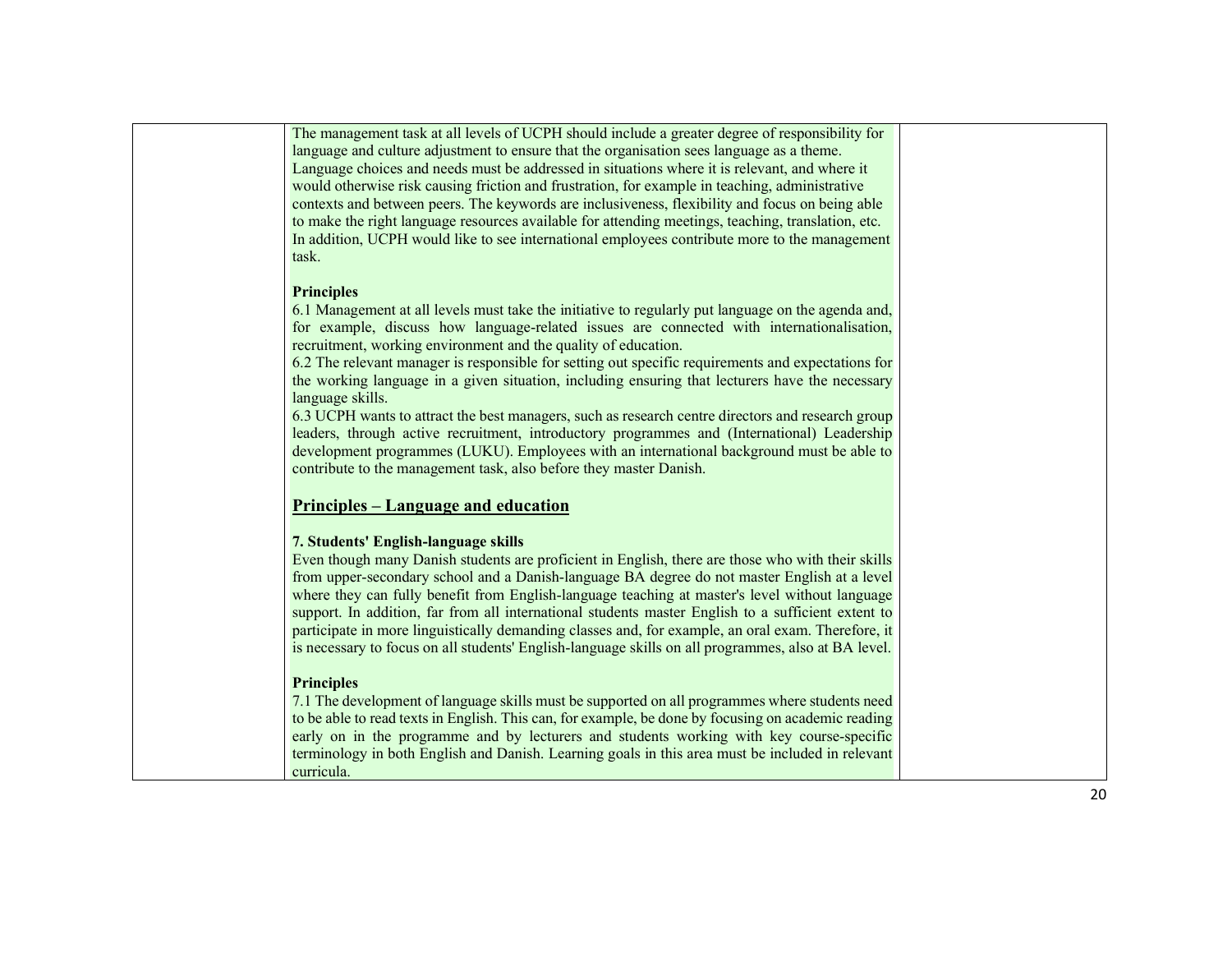The management task at all levels of UCPH should include a greater degree of responsibility for language and culture adjustment to ensure that the organisation sees language as a theme. Language choices and needs must be addressed in situations where it is relevant, and where it would otherwise risk causing friction and frustration, for example in teaching, administrative contexts and between peers. The keywords are inclusiveness, flexibility and focus on being able to make the right language resources available for attending meetings, teaching, translation, etc. In addition, UCPH would like to see international employees contribute more to the management task.

**Principles**

6.1 Management at all levels must take the initiative to regularly put language on the agenda and, for example, discuss how language-related issues are connected with internationalisation, recruitment, working environment and the quality of education.

6.2 The relevant manager is responsible for setting out specific requirements and expectations for the working language in a given situation, including ensuring that lecturers have the necessary language skills.

6.3 UCPH wants to attract the best managers, such as research centre directors and research group leaders, through active recruitment, introductory programmes and (International) Leadership development programmes (LUKU). Employees with an international background must be able to contribute to the management task, also before they master Danish.

## Principles – Language and education

### 7. Students' English-language skills

Even though many Danish students are proficient in English, there are those who with their skills from upper-secondary school and a Danish-language BA degree do not master English at a level where they can fully benefit from English-language teaching at master's level without language support. In addition, far from all international students master English to a sufficient extent to participate in more linguistically demanding classes and, for example, an oral exam. Therefore, it is necessary to focus on all students' English-language skills on all programmes, also at BA level.

**Principles**

7.1 The development of language skills must be supported on all programmes where students need to be able to read texts in English. This can, for example, be done by focusing on academic reading early on in the programme and by lecturers and students working with key course-specific terminology in both English and Danish. Learning goals in this area must be included in relevant curricula.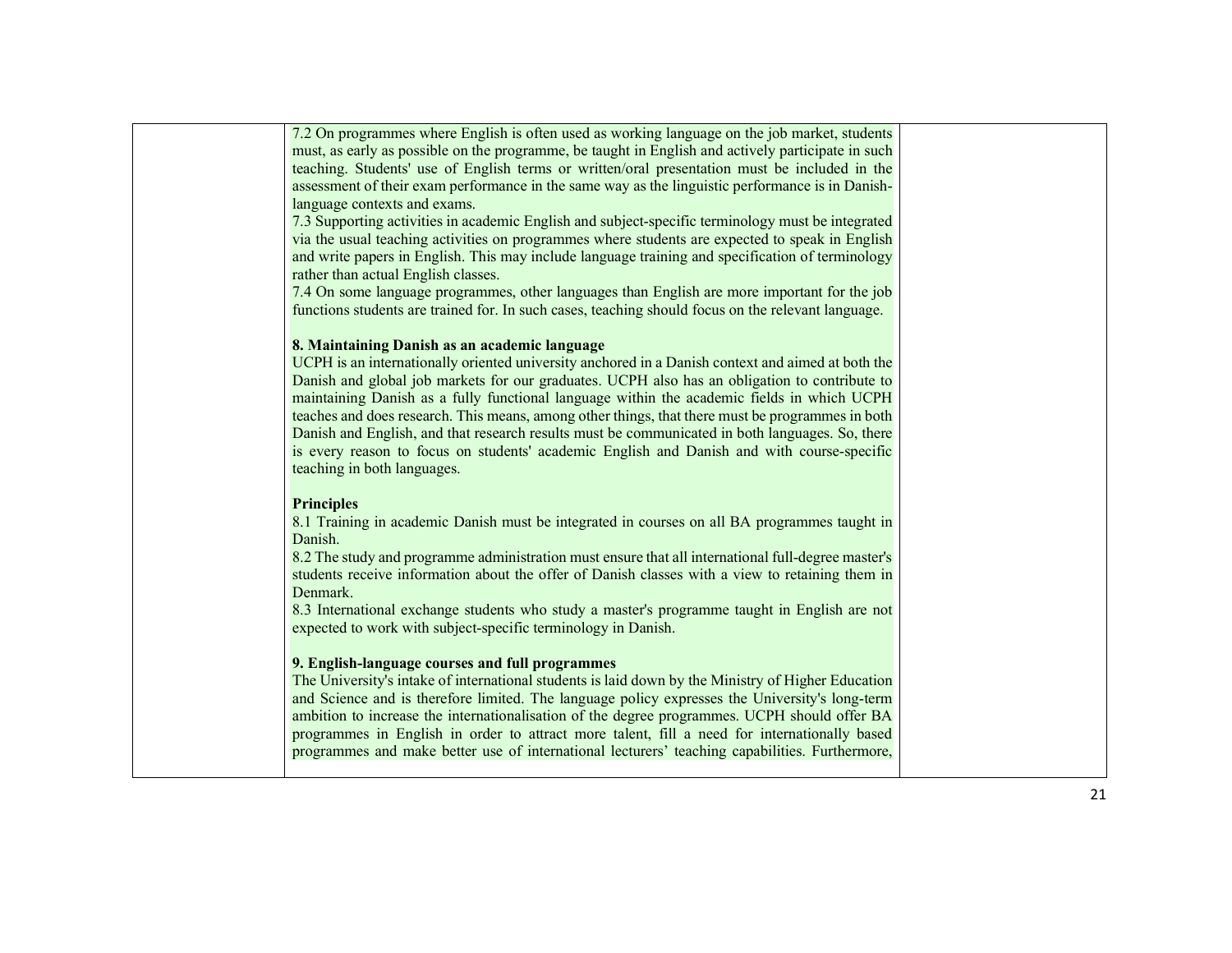7.2 On programmes where English is often used as working language on the job market, students must, as early as possible on the programme, be taught in English and actively participate in such teaching. Students' use of English terms or written/oral presentation must be included in the assessment of their exam performance in the same way as the linguistic performance is in Danish-language contexts and exams.

7.3 Supporting activities in academic English and subject-specific terminology must be integrated via the usual teaching activities on programmes where students are expected to speak in English and write papers in English. This may include language training and specification of terminology rather than actual English classes.

7.4 On some language programmes, other languages than English are more important for the job functions students are trained for. In such cases, teaching should focus on the relevant language.

**8. Maintaining Danish as an academic language**

UCPH is an internationally oriented university anchored in a Danish context and aimed at both the Danish and global job markets for our graduates. UCPH also has an obligation to contribute to maintaining Danish as a fully functional language within the academic fields in which UCPH teaches and does research. This means, among other things, that there must be programmes in both Danish and English, and that research results must be communicated in both languages. So, there is every reason to focus on students' academic English and Danish and with course-specific teaching in both languages.

**Principles**

8.1 Training in academic Danish must be integrated in courses on all BA programmes taught in Danish.

8.2 The study and programme administration must ensure that all international full-degree master's students receive information about the offer of Danish classes with a view to retaining them in Denmark.

8.3 International exchange students who study a master's programme taught in English are not expected to work with subject-specific terminology in Danish.

**9. English-language courses and full programmes**

The University's intake of international students is laid down by the Ministry of Higher Education and Science and is therefore limited. The language policy expresses the University's long-term ambition to increase the internationalisation of the degree programmes. UCPH should offer BA programmes in English in order to attract more talent, fill a need for internationally based programmes and make better use of international lecturers' teaching capabilities. Furthermore,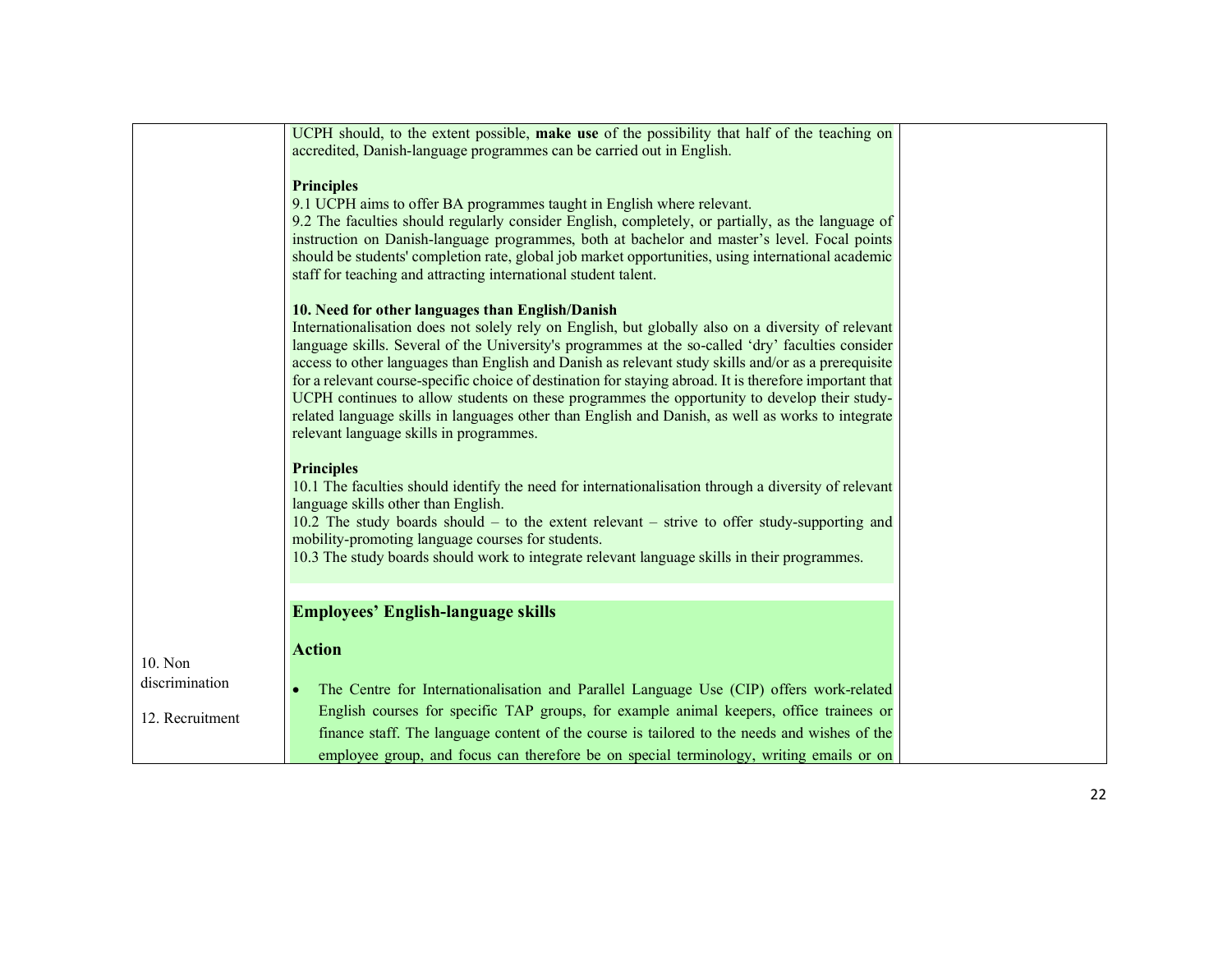| | | |
|---|---|---|
| | UCPH should, to the extent possible, **make use** of the possibility that half of the teaching on accredited, Danish-language programmes can be carried out in English.<br><br>**Principles**<br>9.1 UCPH aims to offer BA programmes taught in English where relevant.<br>9.2 The faculties should regularly consider English, completely, or partially, as the language of instruction on Danish-language programmes, both at bachelor and master's level. Focal points should be students' completion rate, global job market opportunities, using international academic staff for teaching and attracting international student talent.<br><br>**10. Need for other languages than English/Danish**<br>Internationalisation does not solely rely on English, but globally also on a diversity of relevant language skills. Several of the University's programmes at the so-called 'dry' faculties consider access to other languages than English and Danish as relevant study skills and/or as a prerequisite for a relevant course-specific choice of destination for staying abroad. It is therefore important that UCPH continues to allow students on these programmes the opportunity to develop their study-related language skills in languages other than English and Danish, as well as works to integrate relevant language skills in programmes.<br><br>**Principles**<br>10.1 The faculties should identify the need for internationalisation through a diversity of relevant language skills other than English.<br>10.2 The study boards should – to the extent relevant – strive to offer study-supporting and mobility-promoting language courses for students.<br>10.3 The study boards should work to integrate relevant language skills in their programmes. | |
| 10. Non discrimination<br><br>12. Recruitment | **Employees' English-language skills**<br><br>**Action**<br><br>• The Centre for Internationalisation and Parallel Language Use (CIP) offers work-related English courses for specific TAP groups, for example animal keepers, office trainees or finance staff. The language content of the course is tailored to the needs and wishes of the employee group, and focus can therefore be on special terminology, writing emails or on | |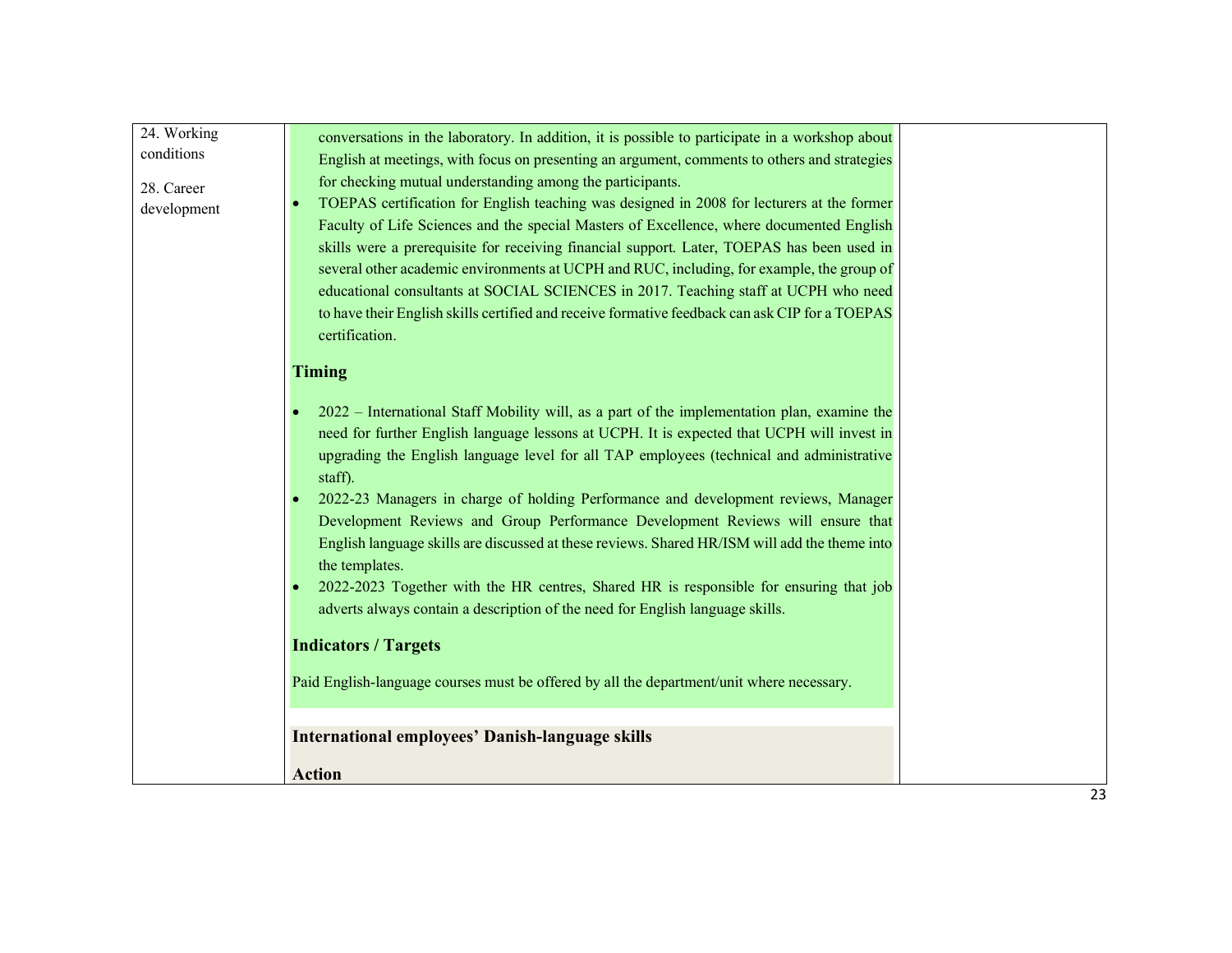| | | |
|---|---|---|
| 24. Working conditions<br><br>28. Career development | conversations in the laboratory. In addition, it is possible to participate in a workshop about English at meetings, with focus on presenting an argument, comments to others and strategies for checking mutual understanding among the participants.<br>• TOEPAS certification for English teaching was designed in 2008 for lecturers at the former Faculty of Life Sciences and the special Masters of Excellence, where documented English skills were a prerequisite for receiving financial support. Later, TOEPAS has been used in several other academic environments at UCPH and RUC, including, for example, the group of educational consultants at SOCIAL SCIENCES in 2017. Teaching staff at UCPH who need to have their English skills certified and receive formative feedback can ask CIP for a TOEPAS certification.<br><br>**Timing**<br><br>• 2022 – International Staff Mobility will, as a part of the implementation plan, examine the need for further English language lessons at UCPH. It is expected that UCPH will invest in upgrading the English language level for all TAP employees (technical and administrative staff).<br>• 2022-23 Managers in charge of holding Performance and development reviews, Manager Development Reviews and Group Performance Development Reviews will ensure that English language skills are discussed at these reviews. Shared HR/ISM will add the theme into the templates.<br>• 2022-2023 Together with the HR centres, Shared HR is responsible for ensuring that job adverts always contain a description of the need for English language skills.<br><br>**Indicators / Targets**<br><br>Paid English-language courses must be offered by all the department/unit where necessary.<br><br>**International employees' Danish-language skills**<br><br>**Action** | |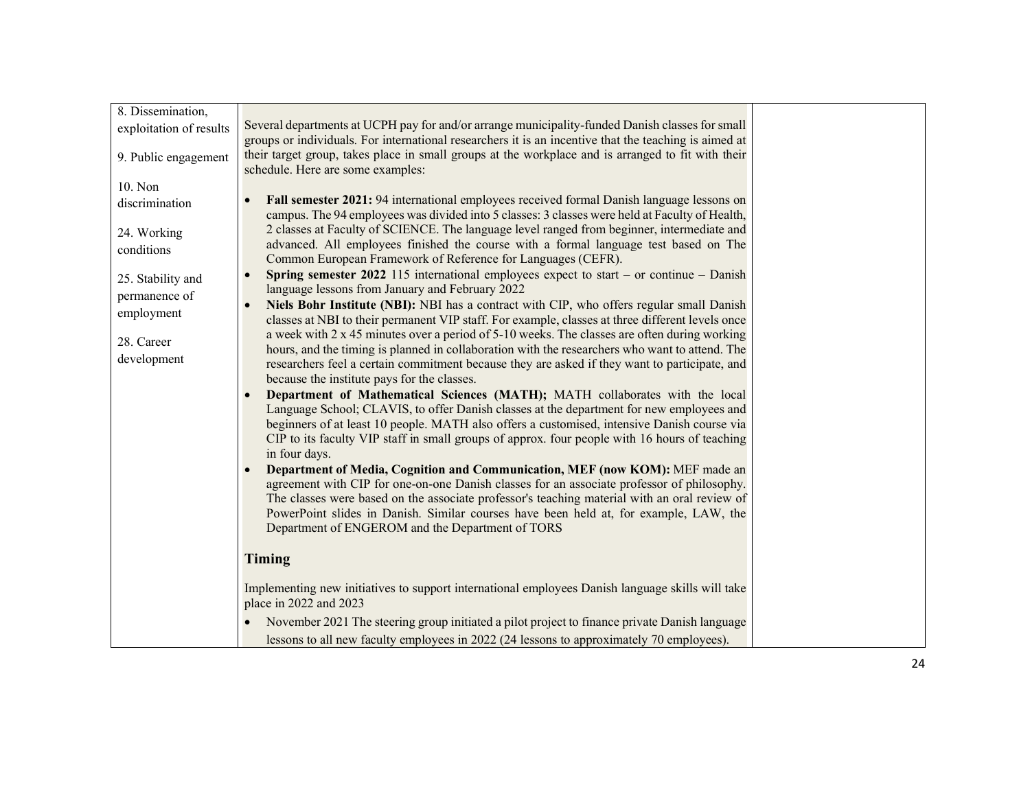| 8. Dissemination, exploitation of results<br><br>9. Public engagement<br><br>10. Non discrimination<br><br>24. Working conditions<br><br>25. Stability and permanence of employment<br><br>28. Career development | Several departments at UCPH pay for and/or arrange municipality-funded Danish classes for small groups or individuals. For international researchers it is an incentive that the teaching is aimed at their target group, takes place in small groups at the workplace and is arranged to fit with their schedule. Here are some examples:<br><br>• **Fall semester 2021:** 94 international employees received formal Danish language lessons on campus. The 94 employees was divided into 5 classes: 3 classes were held at Faculty of Health, 2 classes at Faculty of SCIENCE. The language level ranged from beginner, intermediate and advanced. All employees finished the course with a formal language test based on The Common European Framework of Reference for Languages (CEFR).<br>• **Spring semester 2022** 115 international employees expect to start – or continue – Danish language lessons from January and February 2022<br>• **Niels Bohr Institute (NBI):** NBI has a contract with CIP, who offers regular small Danish classes at NBI to their permanent VIP staff. For example, classes at three different levels once a week with 2 x 45 minutes over a period of 5-10 weeks. The classes are often during working hours, and the timing is planned in collaboration with the researchers who want to attend. The researchers feel a certain commitment because they are asked if they want to participate, and because the institute pays for the classes.<br>• **Department of Mathematical Sciences (MATH);** MATH collaborates with the local Language School; CLAVIS, to offer Danish classes at the department for new employees and beginners of at least 10 people. MATH also offers a customised, intensive Danish course via CIP to its faculty VIP staff in small groups of approx. four people with 16 hours of teaching in four days.<br>• **Department of Media, Cognition and Communication, MEF (now KOM):** MEF made an agreement with CIP for one-on-one Danish classes for an associate professor of philosophy. The classes were based on the associate professor's teaching material with an oral review of PowerPoint slides in Danish. Similar courses have been held at, for example, LAW, the Department of ENGEROM and the Department of TORS<br><br>**Timing**<br><br>Implementing new initiatives to support international employees Danish language skills will take place in 2022 and 2023<br><br>• November 2021 The steering group initiated a pilot project to finance private Danish language lessons to all new faculty employees in 2022 (24 lessons to approximately 70 employees). | |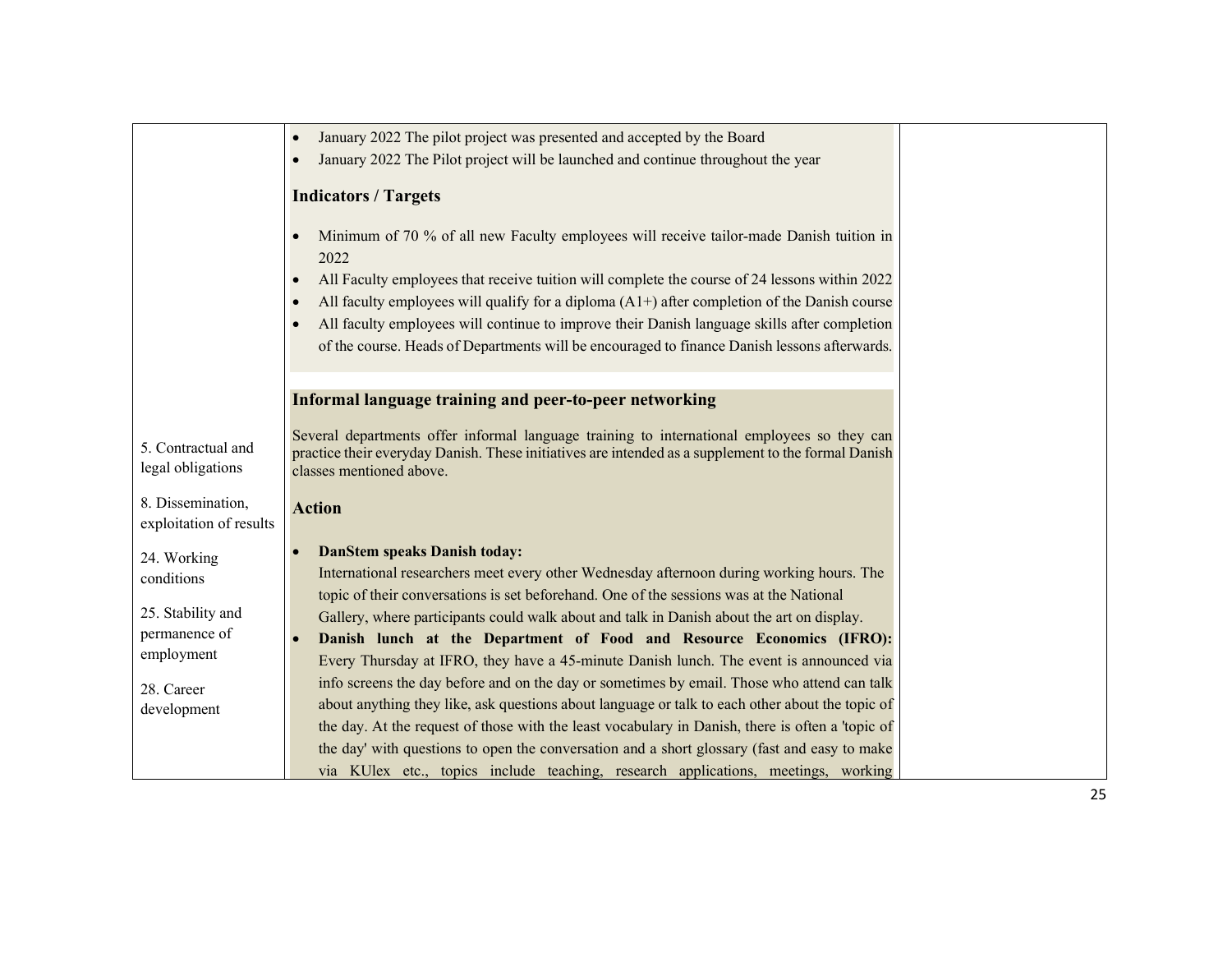| | | |
|---|---|---|
| | • January 2022 The pilot project was presented and accepted by the Board<br>• January 2022 The Pilot project will be launched and continue throughout the year<br><br>**Indicators / Targets**<br><br>• Minimum of 70 % of all new Faculty employees will receive tailor-made Danish tuition in 2022<br>• All Faculty employees that receive tuition will complete the course of 24 lessons within 2022<br>• All faculty employees will qualify for a diploma (A1+) after completion of the Danish course<br>• All faculty employees will continue to improve their Danish language skills after completion of the course. Heads of Departments will be encouraged to finance Danish lessons afterwards. | |
| 5. Contractual and legal obligations<br><br>8. Dissemination, exploitation of results<br><br>24. Working conditions<br><br>25. Stability and permanence of employment<br><br>28. Career development | **Informal language training and peer-to-peer networking**<br><br>Several departments offer informal language training to international employees so they can practice their everyday Danish. These initiatives are intended as a supplement to the formal Danish classes mentioned above.<br><br>**Action**<br><br>• **DanStem speaks Danish today:** International researchers meet every other Wednesday afternoon during working hours. The topic of their conversations is set beforehand. One of the sessions was at the National Gallery, where participants could walk about and talk in Danish about the art on display.<br>• **Danish lunch at the Department of Food and Resource Economics (IFRO):** Every Thursday at IFRO, they have a 45-minute Danish lunch. The event is announced via info screens the day before and on the day or sometimes by email. Those who attend can talk about anything they like, ask questions about language or talk to each other about the topic of the day. At the request of those with the least vocabulary in Danish, there is often a 'topic of the day' with questions to open the conversation and a short glossary (fast and easy to make via KUlex etc., topics include teaching, research applications, meetings, working | |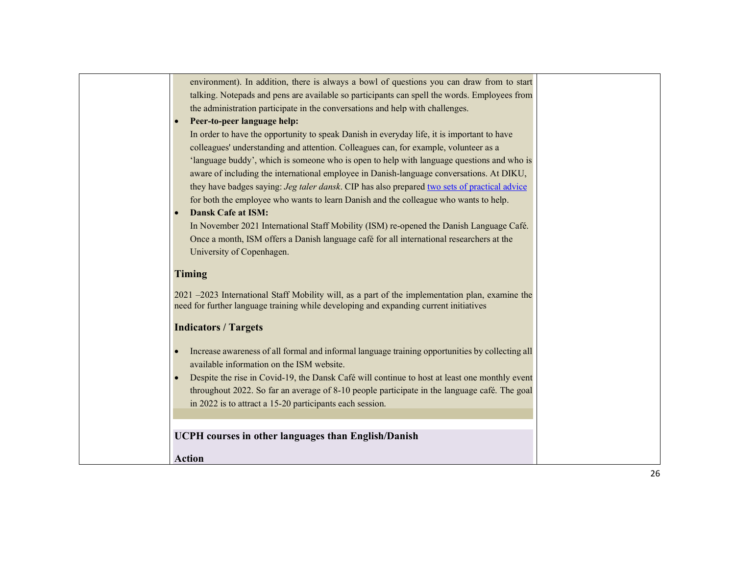environment). In addition, there is always a bowl of questions you can draw from to start talking. Notepads and pens are available so participants can spell the words. Employees from the administration participate in the conversations and help with challenges.

- **Peer-to-peer language help:**
  In order to have the opportunity to speak Danish in everyday life, it is important to have colleagues' understanding and attention. Colleagues can, for example, volunteer as a 'language buddy', which is someone who is open to help with language questions and who is aware of including the international employee in Danish-language conversations. At DIKU, they have badges saying: *Jeg taler dansk*. CIP has also prepared two sets of practical advice for both the employee who wants to learn Danish and the colleague who wants to help.
- **Dansk Cafe at ISM:**
  In November 2021 International Staff Mobility (ISM) re-opened the Danish Language Café. Once a month, ISM offers a Danish language café for all international researchers at the University of Copenhagen.

### Timing

2021 –2023 International Staff Mobility will, as a part of the implementation plan, examine the need for further language training while developing and expanding current initiatives

### Indicators / Targets

- Increase awareness of all formal and informal language training opportunities by collecting all available information on the ISM website.
- Despite the rise in Covid-19, the Dansk Café will continue to host at least one monthly event throughout 2022. So far an average of 8-10 people participate in the language café. The goal in 2022 is to attract a 15-20 participants each session.

### UCPH courses in other languages than English/Danish

### Action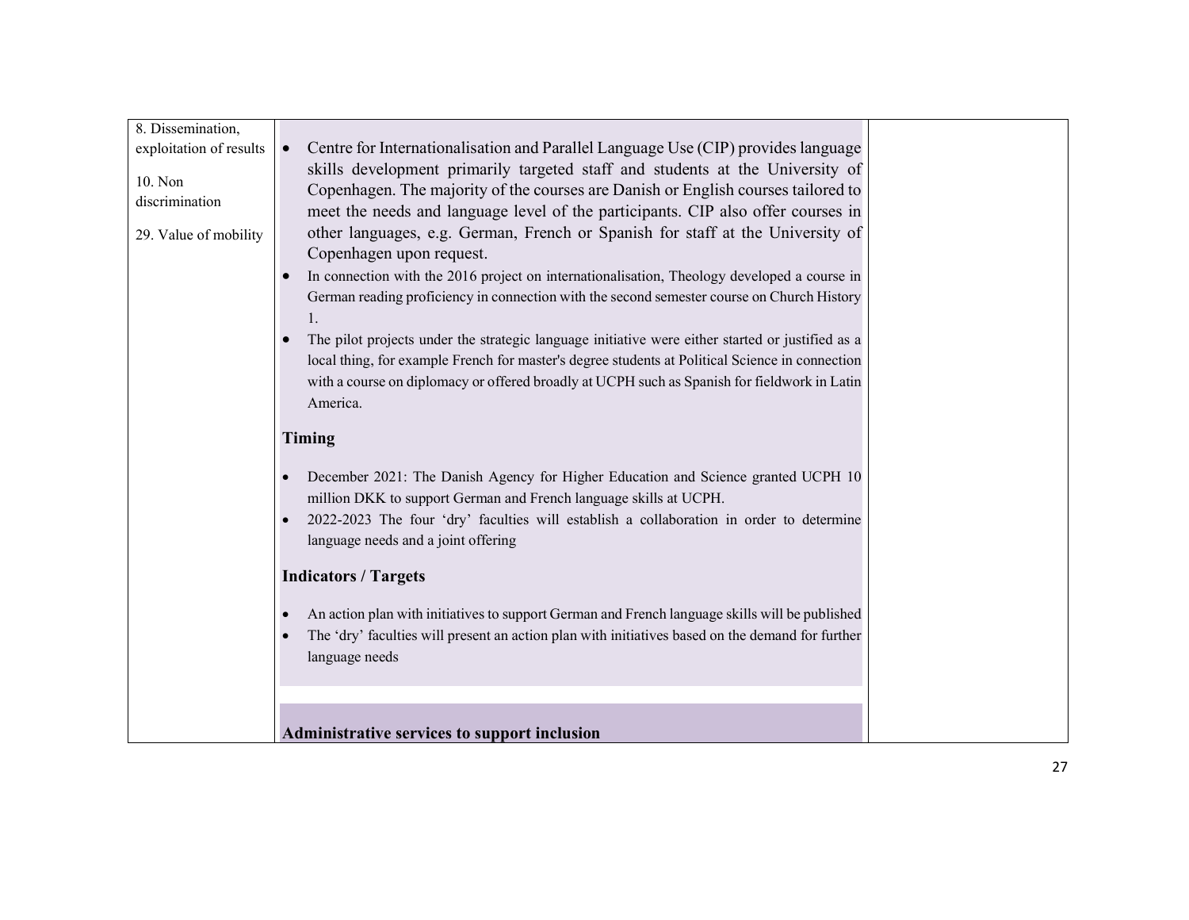| | | |
|---|---|---|
| 8. Dissemination, exploitation of results<br><br>10. Non discrimination<br><br>29. Value of mobility | • Centre for Internationalisation and Parallel Language Use (CIP) provides language skills development primarily targeted staff and students at the University of Copenhagen. The majority of the courses are Danish or English courses tailored to meet the needs and language level of the participants. CIP also offer courses in other languages, e.g. German, French or Spanish for staff at the University of Copenhagen upon request.<br>• In connection with the 2016 project on internationalisation, Theology developed a course in German reading proficiency in connection with the second semester course on Church History 1.<br>• The pilot projects under the strategic language initiative were either started or justified as a local thing, for example French for master's degree students at Political Science in connection with a course on diplomacy or offered broadly at UCPH such as Spanish for fieldwork in Latin America.<br><br>**Timing**<br><br>• December 2021: The Danish Agency for Higher Education and Science granted UCPH 10 million DKK to support German and French language skills at UCPH.<br>• 2022-2023 The four 'dry' faculties will establish a collaboration in order to determine language needs and a joint offering<br><br>**Indicators / Targets**<br><br>• An action plan with initiatives to support German and French language skills will be published<br>• The 'dry' faculties will present an action plan with initiatives based on the demand for further language needs<br><br>**Administrative services to support inclusion** | |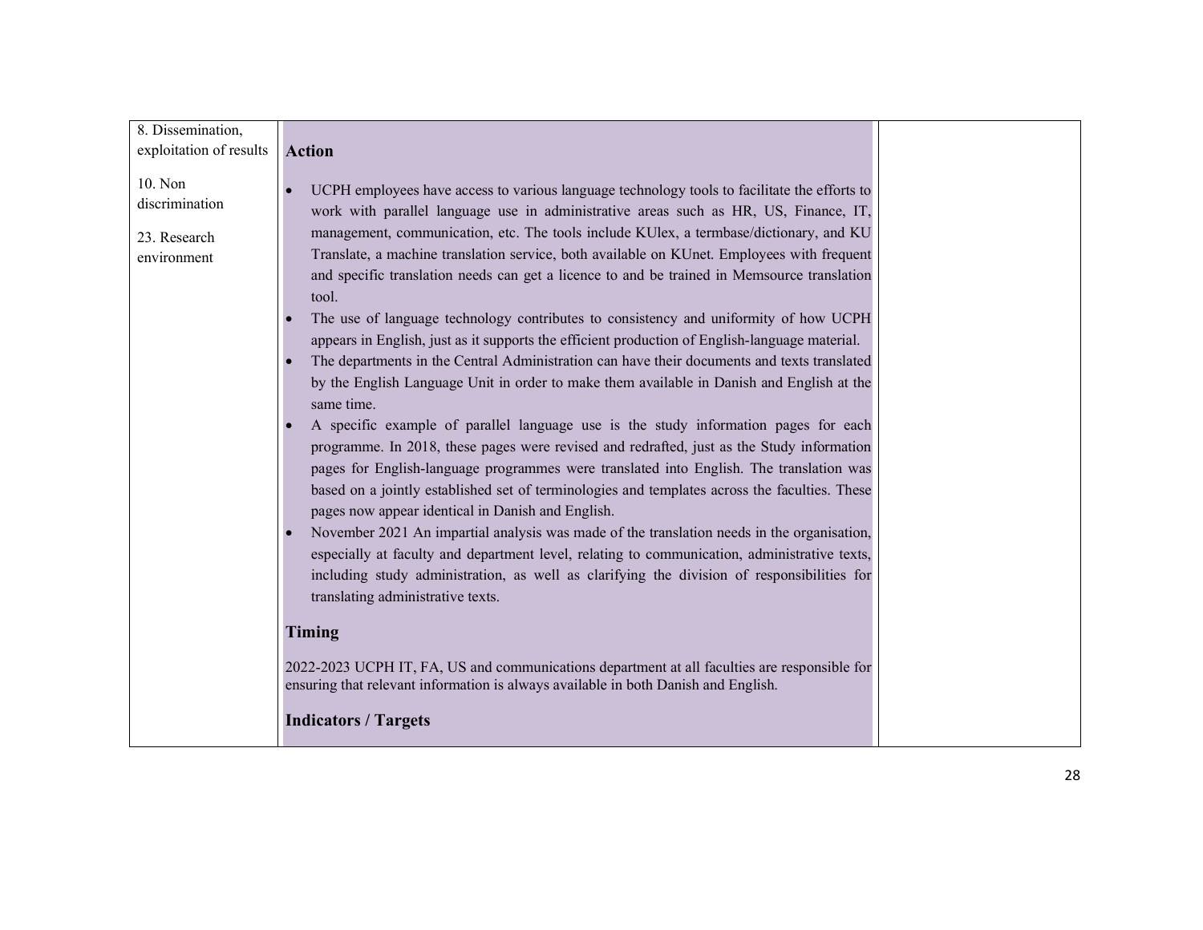| | | |
|---|---|---|
| 8. Dissemination, exploitation of results<br><br>10. Non discrimination<br><br>23. Research environment | **Action**<br><br>• UCPH employees have access to various language technology tools to facilitate the efforts to work with parallel language use in administrative areas such as HR, US, Finance, IT, management, communication, etc. The tools include KUlex, a termbase/dictionary, and KU Translate, a machine translation service, both available on KUnet. Employees with frequent and specific translation needs can get a licence to and be trained in Memsource translation tool.<br>• The use of language technology contributes to consistency and uniformity of how UCPH appears in English, just as it supports the efficient production of English-language material.<br>• The departments in the Central Administration can have their documents and texts translated by the English Language Unit in order to make them available in Danish and English at the same time.<br>• A specific example of parallel language use is the study information pages for each programme. In 2018, these pages were revised and redrafted, just as the Study information pages for English-language programmes were translated into English. The translation was based on a jointly established set of terminologies and templates across the faculties. These pages now appear identical in Danish and English.<br>• November 2021 An impartial analysis was made of the translation needs in the organisation, especially at faculty and department level, relating to communication, administrative texts, including study administration, as well as clarifying the division of responsibilities for translating administrative texts.<br><br>**Timing**<br><br>2022-2023 UCPH IT, FA, US and communications department at all faculties are responsible for ensuring that relevant information is always available in both Danish and English.<br><br>**Indicators / Targets** | |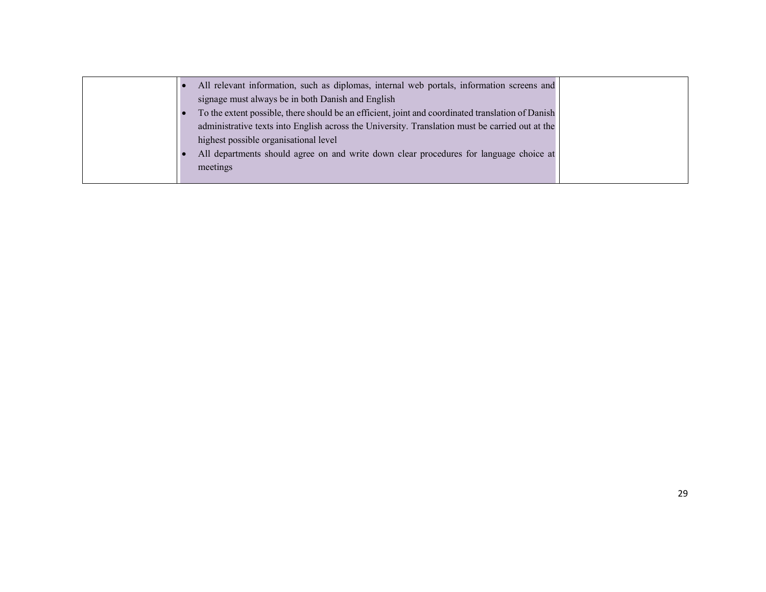|  |  |  |
| --- | --- | --- |
|  | • All relevant information, such as diplomas, internal web portals, information screens and signage must always be in both Danish and English<br>• To the extent possible, there should be an efficient, joint and coordinated translation of Danish administrative texts into English across the University. Translation must be carried out at the highest possible organisational level<br>• All departments should agree on and write down clear procedures for language choice at meetings |  |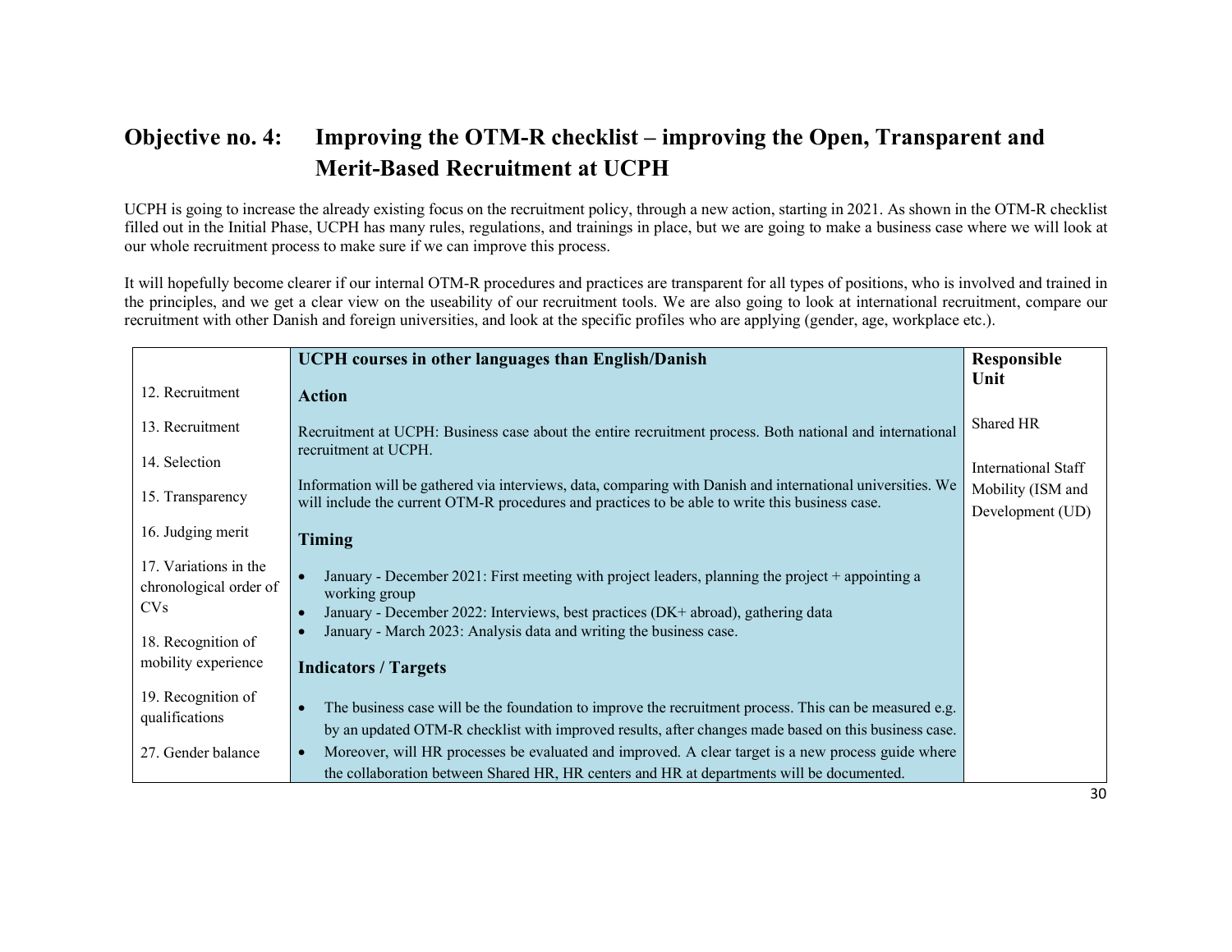## Objective no. 4: Improving the OTM-R checklist – improving the Open, Transparent and Merit-Based Recruitment at UCPH

UCPH is going to increase the already existing focus on the recruitment policy, through a new action, starting in 2021. As shown in the OTM-R checklist filled out in the Initial Phase, UCPH has many rules, regulations, and trainings in place, but we are going to make a business case where we will look at our whole recruitment process to make sure if we can improve this process.

It will hopefully become clearer if our internal OTM-R procedures and practices are transparent for all types of positions, who is involved and trained in the principles, and we get a clear view on the useability of our recruitment tools. We are also going to look at international recruitment, compare our recruitment with other Danish and foreign universities, and look at the specific profiles who are applying (gender, age, workplace etc.).

| | UCPH courses in other languages than English/Danish | Responsible Unit |
|---|---|---|
| 12. Recruitment<br><br>13. Recruitment<br><br>14. Selection<br><br>15. Transparency<br><br>16. Judging merit<br><br>17. Variations in the chronological order of CVs<br><br>18. Recognition of mobility experience<br><br>19. Recognition of qualifications<br><br>27. Gender balance | **Action**<br><br>Recruitment at UCPH: Business case about the entire recruitment process. Both national and international recruitment at UCPH.<br><br>Information will be gathered via interviews, data, comparing with Danish and international universities. We will include the current OTM-R procedures and practices to be able to write this business case.<br><br>**Timing**<br><br>• January - December 2021: First meeting with project leaders, planning the project + appointing a working group<br>• January - December 2022: Interviews, best practices (DK+ abroad), gathering data<br>• January - March 2023: Analysis data and writing the business case.<br><br>**Indicators / Targets**<br><br>• The business case will be the foundation to improve the recruitment process. This can be measured e.g. by an updated OTM-R checklist with improved results, after changes made based on this business case.<br>• Moreover, will HR processes be evaluated and improved. A clear target is a new process guide where the collaboration between Shared HR, HR centers and HR at departments will be documented. | Shared HR<br><br>International Staff Mobility (ISM and Development (UD) |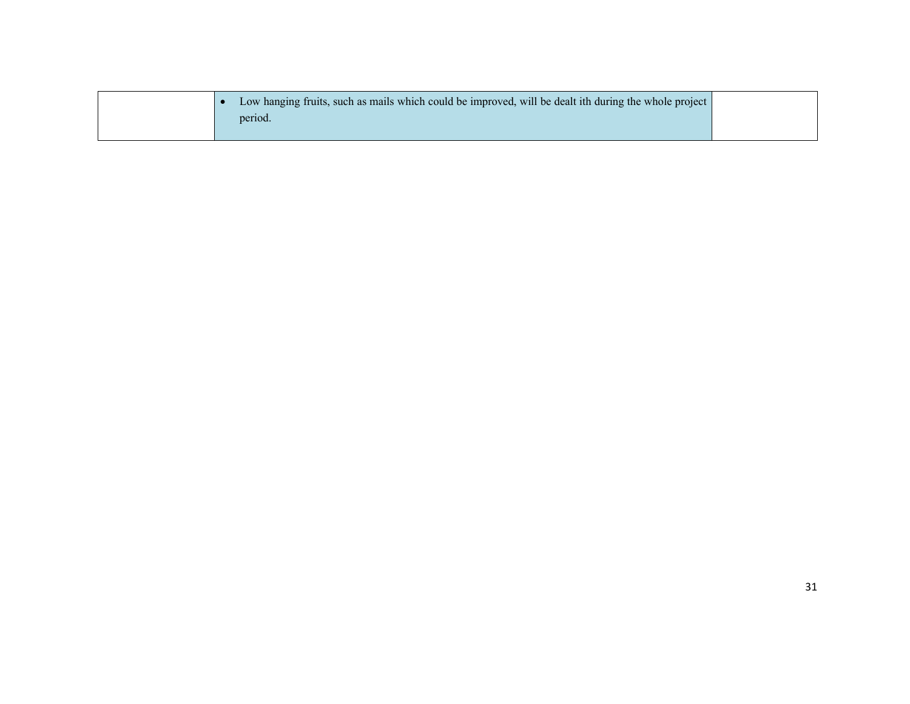| | | |
|---|---|---|
| | • Low hanging fruits, such as mails which could be improved, will be dealt ith during the whole project period. | |